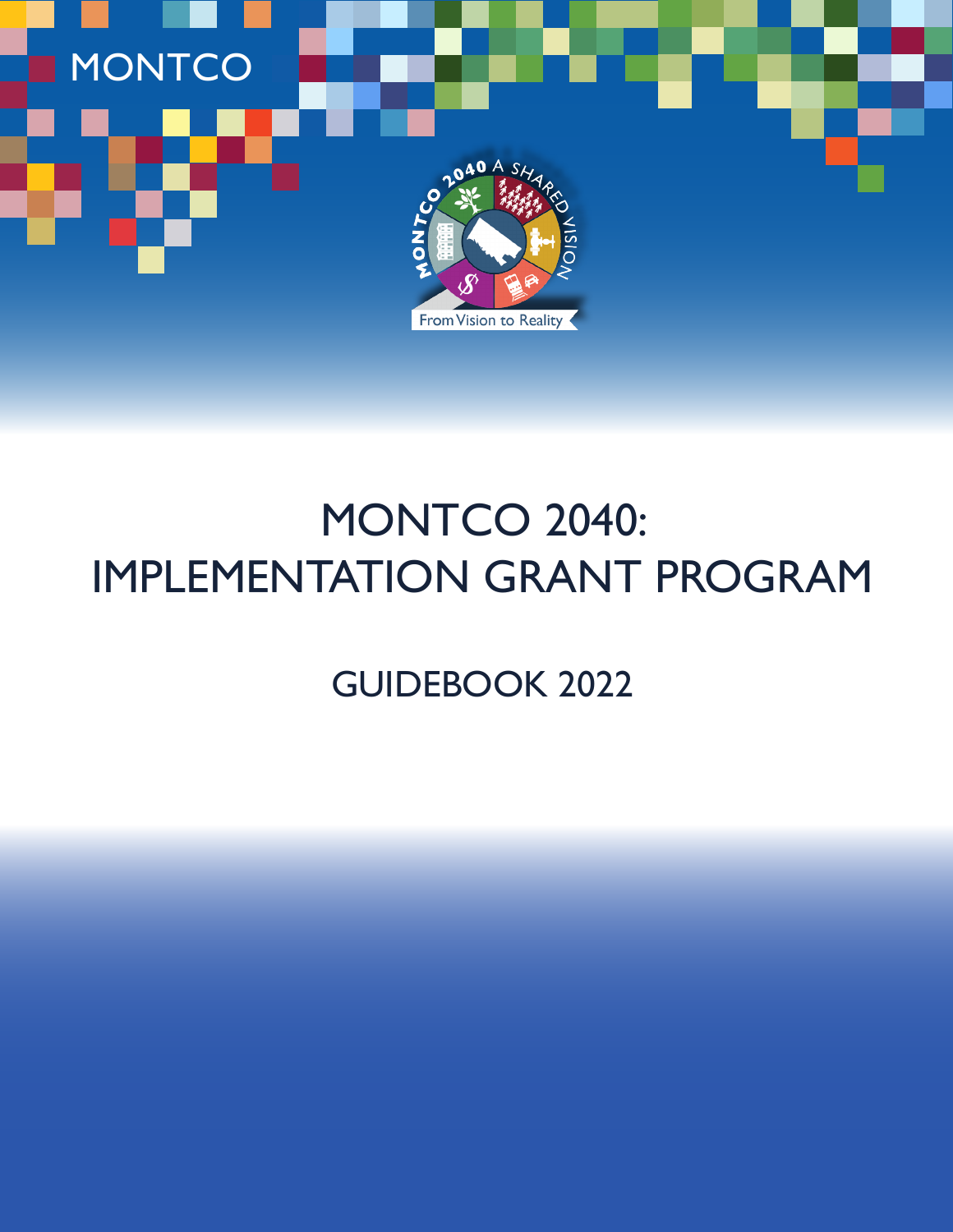MONTCO

MONTCO 2040 A SHARED VISION

From Vision to Reality

# MONTCO 2040: IMPLEMENTATION GRANT PROGRAM

## GUIDEBOOK 2022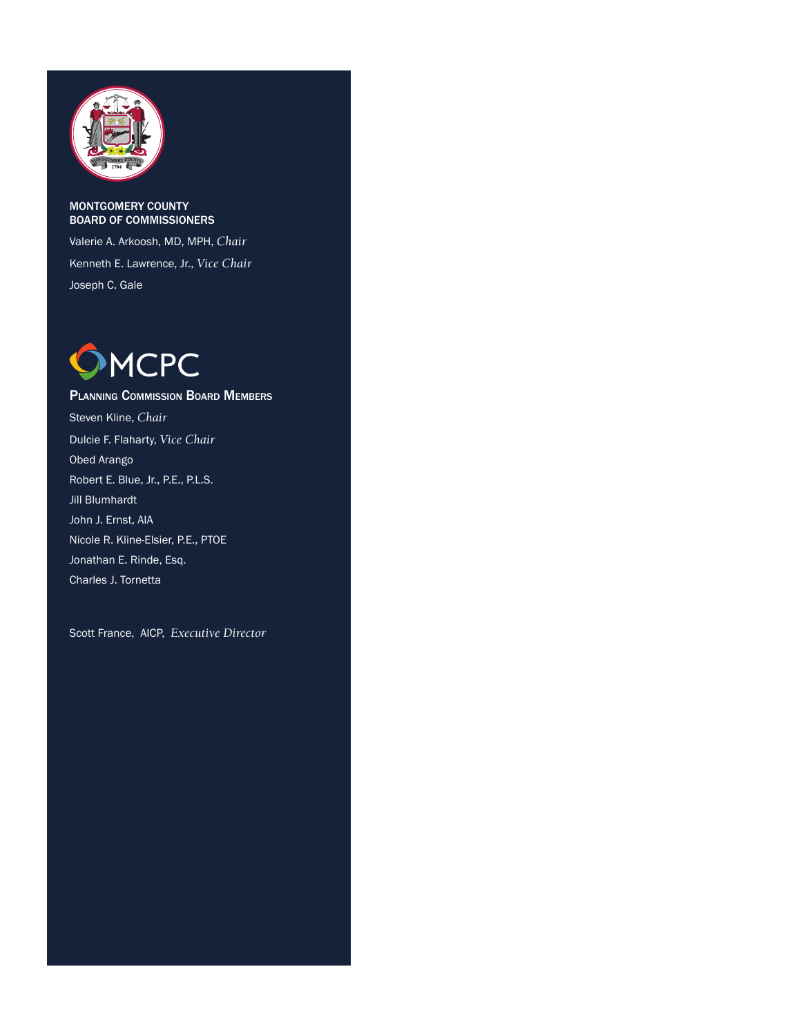**MONTGOMERY COUNTY**
**BOARD OF COMMISSIONERS**

Valerie A. Arkoosh, MD, MPH, *Chair*

Kenneth E. Lawrence, Jr., *Vice Chair*

Joseph C. Gale

**MCPC**

**PLANNING COMMISSION BOARD MEMBERS**

Steven Kline, *Chair*

Dulcie F. Flaharty, *Vice Chair*

Obed Arango

Robert E. Blue, Jr., P.E., P.L.S.

Jill Blumhardt

John J. Ernst, AIA

Nicole R. Kline-Elsier, P.E., PTOE

Jonathan E. Rinde, Esq.

Charles J. Tornetta

Scott France, AICP, *Executive Director*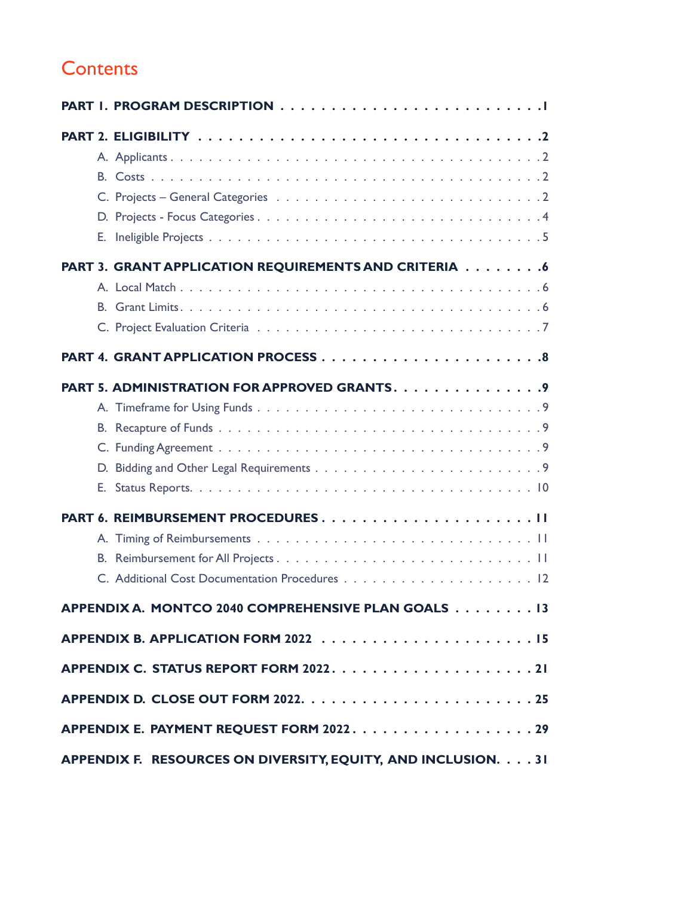# Contents

**PART 1. PROGRAM DESCRIPTION . . . . . . . . . . . . . . . . . . . . . . . . . 1**

**PART 2. ELIGIBILITY . . . . . . . . . . . . . . . . . . . . . . . . . . . . . . . . . 2**

- A. Applicants . . . . . . . . . . . . . . . . . . . . . . . . . . . . . . . . . . . . 2
- B. Costs . . . . . . . . . . . . . . . . . . . . . . . . . . . . . . . . . . . . . . . 2
- C. Projects – General Categories . . . . . . . . . . . . . . . . . . . . . . . . . 2
- D. Projects - Focus Categories . . . . . . . . . . . . . . . . . . . . . . . . . . 4
- E. Ineligible Projects . . . . . . . . . . . . . . . . . . . . . . . . . . . . . . . 5

**PART 3. GRANT APPLICATION REQUIREMENTS AND CRITERIA . . . . . . . . 6**

- A. Local Match . . . . . . . . . . . . . . . . . . . . . . . . . . . . . . . . . . 6
- B. Grant Limits . . . . . . . . . . . . . . . . . . . . . . . . . . . . . . . . . . 6
- C. Project Evaluation Criteria . . . . . . . . . . . . . . . . . . . . . . . . . . 7

**PART 4. GRANT APPLICATION PROCESS . . . . . . . . . . . . . . . . . . . . . 8**

**PART 5. ADMINISTRATION FOR APPROVED GRANTS . . . . . . . . . . . . . . 9**

- A. Timeframe for Using Funds . . . . . . . . . . . . . . . . . . . . . . . . . . 9
- B. Recapture of Funds . . . . . . . . . . . . . . . . . . . . . . . . . . . . . . 9
- C. Funding Agreement . . . . . . . . . . . . . . . . . . . . . . . . . . . . . . 9
- D. Bidding and Other Legal Requirements . . . . . . . . . . . . . . . . . . . . 9
- E. Status Reports . . . . . . . . . . . . . . . . . . . . . . . . . . . . . . . . 10

**PART 6. REIMBURSEMENT PROCEDURES . . . . . . . . . . . . . . . . . . . . 11**

- A. Timing of Reimbursements . . . . . . . . . . . . . . . . . . . . . . . . . . 11
- B. Reimbursement for All Projects . . . . . . . . . . . . . . . . . . . . . . . 11
- C. Additional Cost Documentation Procedures . . . . . . . . . . . . . . . . . 12

**APPENDIX A. MONTCO 2040 COMPREHENSIVE PLAN GOALS . . . . . . . . . 13**

**APPENDIX B. APPLICATION FORM 2022 . . . . . . . . . . . . . . . . . . . . . 15**

**APPENDIX C. STATUS REPORT FORM 2022 . . . . . . . . . . . . . . . . . . . 21**

**APPENDIX D. CLOSE OUT FORM 2022 . . . . . . . . . . . . . . . . . . . . . . 25**

**APPENDIX E. PAYMENT REQUEST FORM 2022 . . . . . . . . . . . . . . . . . . 29**

**APPENDIX F. RESOURCES ON DIVERSITY, EQUITY, AND INCLUSION . . . . 31**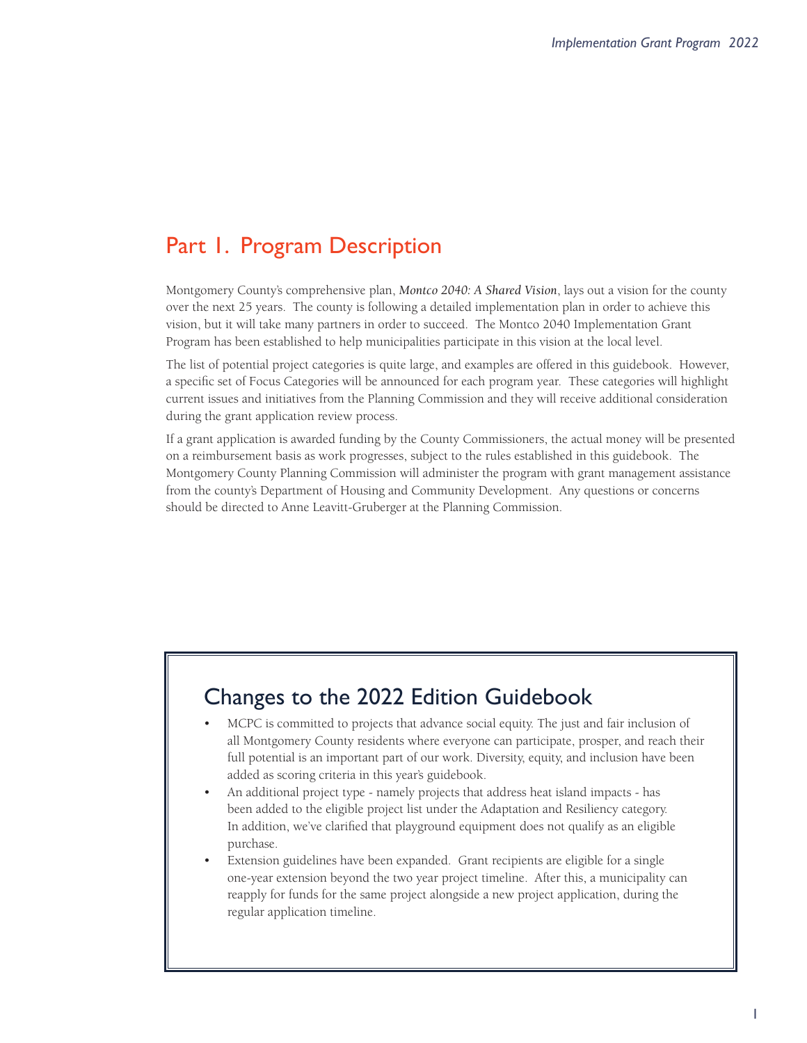# Part 1. Program Description

Montgomery County's comprehensive plan, ***Montco 2040: A Shared Vision***, lays out a vision for the county over the next 25 years. The county is following a detailed implementation plan in order to achieve this vision, but it will take many partners in order to succeed. The Montco 2040 Implementation Grant Program has been established to help municipalities participate in this vision at the local level.

The list of potential project categories is quite large, and examples are offered in this guidebook. However, a specific set of Focus Categories will be announced for each program year. These categories will highlight current issues and initiatives from the Planning Commission and they will receive additional consideration during the grant application review process.

If a grant application is awarded funding by the County Commissioners, the actual money will be presented on a reimbursement basis as work progresses, subject to the rules established in this guidebook. The Montgomery County Planning Commission will administer the program with grant management assistance from the county's Department of Housing and Community Development. Any questions or concerns should be directed to Anne Leavitt-Gruberger at the Planning Commission.

## Changes to the 2022 Edition Guidebook

- MCPC is committed to projects that advance social equity. The just and fair inclusion of all Montgomery County residents where everyone can participate, prosper, and reach their full potential is an important part of our work. Diversity, equity, and inclusion have been added as scoring criteria in this year's guidebook.
- An additional project type - namely projects that address heat island impacts - has been added to the eligible project list under the Adaptation and Resiliency category. In addition, we've clarified that playground equipment does not qualify as an eligible purchase.
- Extension guidelines have been expanded. Grant recipients are eligible for a single one-year extension beyond the two year project timeline. After this, a municipality can reapply for funds for the same project alongside a new project application, during the regular application timeline.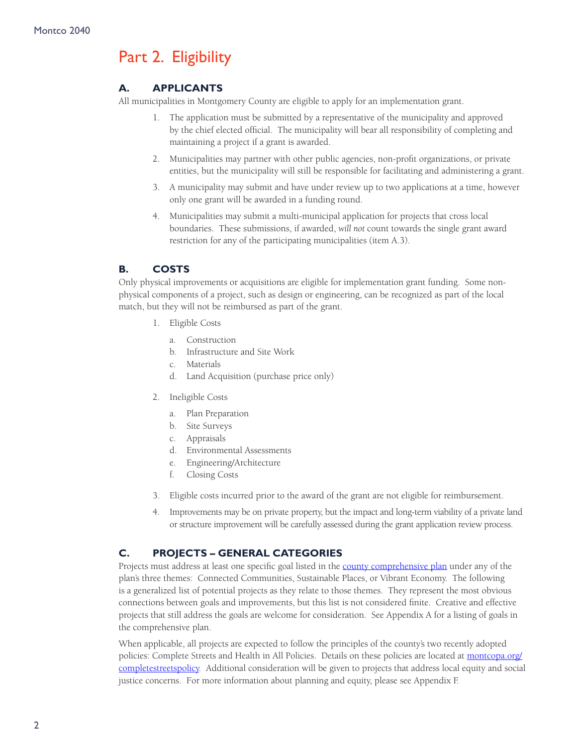# Part 2. Eligibility

## A. APPLICANTS

All municipalities in Montgomery County are eligible to apply for an implementation grant.

1. The application must be submitted by a representative of the municipality and approved by the chief elected official. The municipality will bear all responsibility of completing and maintaining a project if a grant is awarded.
2. Municipalities may partner with other public agencies, non-profit organizations, or private entities, but the municipality will still be responsible for facilitating and administering a grant.
3. A municipality may submit and have under review up to two applications at a time, however only one grant will be awarded in a funding round.
4. Municipalities may submit a multi-municipal application for projects that cross local boundaries. These submissions, if awarded, *will not* count towards the single grant award restriction for any of the participating municipalities (item A.3).

## B. COSTS

Only physical improvements or acquisitions are eligible for implementation grant funding. Some non-physical components of a project, such as design or engineering, can be recognized as part of the local match, but they will not be reimbursed as part of the grant.

1. Eligible Costs
   a. Construction
   b. Infrastructure and Site Work
   c. Materials
   d. Land Acquisition (purchase price only)
2. Ineligible Costs
   a. Plan Preparation
   b. Site Surveys
   c. Appraisals
   d. Environmental Assessments
   e. Engineering/Architecture
   f. Closing Costs
3. Eligible costs incurred prior to the award of the grant are not eligible for reimbursement.
4. Improvements may be on private property, but the impact and long-term viability of a private land or structure improvement will be carefully assessed during the grant application review process.

## C. PROJECTS – GENERAL CATEGORIES

Projects must address at least one specific goal listed in the county comprehensive plan under any of the plan's three themes: Connected Communities, Sustainable Places, or Vibrant Economy. The following is a generalized list of potential projects as they relate to those themes. They represent the most obvious connections between goals and improvements, but this list is not considered finite. Creative and effective projects that still address the goals are welcome for consideration. See Appendix A for a listing of goals in the comprehensive plan.

When applicable, all projects are expected to follow the principles of the county's two recently adopted policies: Complete Streets and Health in All Policies. Details on these policies are located at montcopa.org/completestreetspolicy. Additional consideration will be given to projects that address local equity and social justice concerns. For more information about planning and equity, please see Appendix F.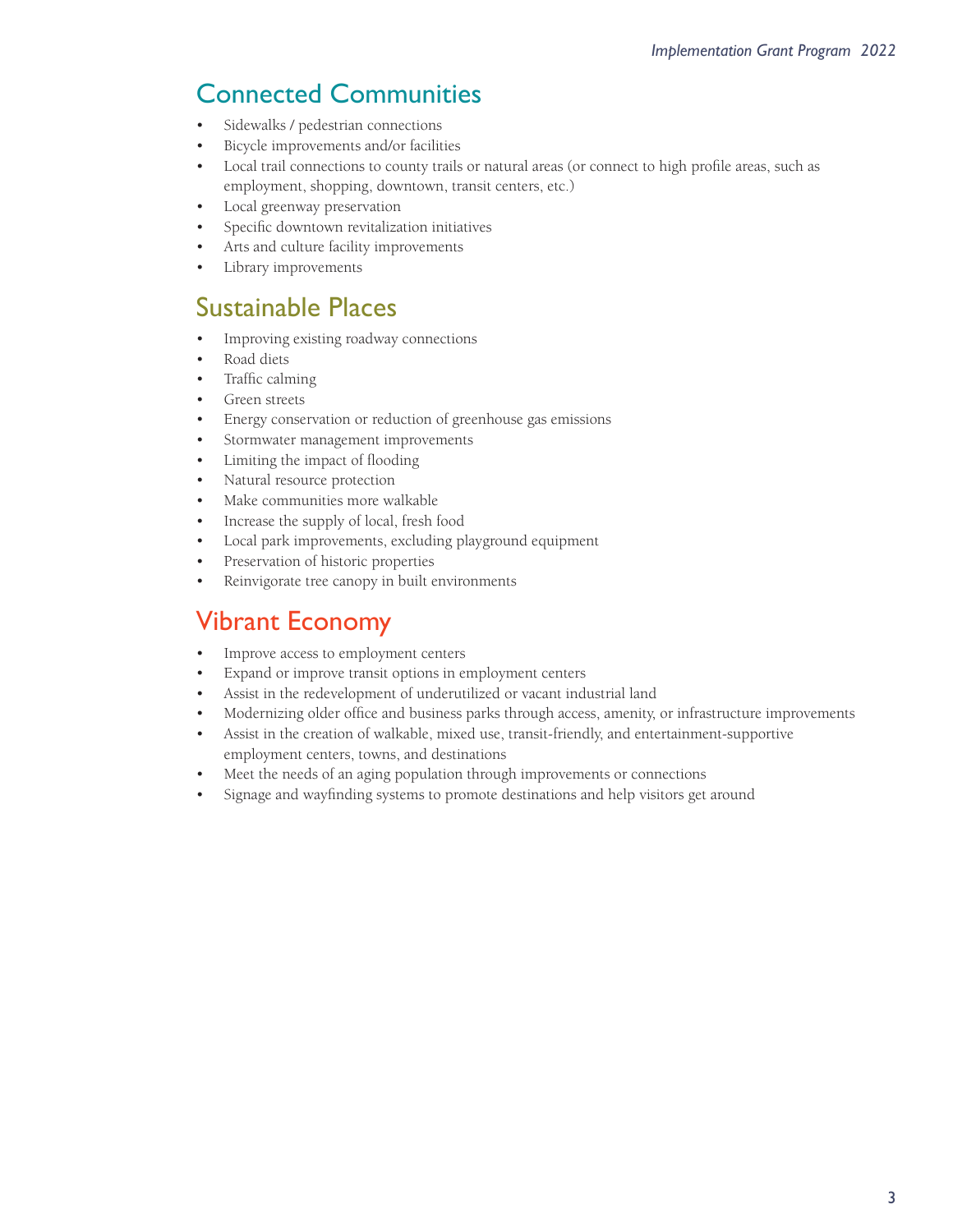## Connected Communities

- Sidewalks / pedestrian connections
- Bicycle improvements and/or facilities
- Local trail connections to county trails or natural areas (or connect to high profile areas, such as employment, shopping, downtown, transit centers, etc.)
- Local greenway preservation
- Specific downtown revitalization initiatives
- Arts and culture facility improvements
- Library improvements

## Sustainable Places

- Improving existing roadway connections
- Road diets
- Traffic calming
- Green streets
- Energy conservation or reduction of greenhouse gas emissions
- Stormwater management improvements
- Limiting the impact of flooding
- Natural resource protection
- Make communities more walkable
- Increase the supply of local, fresh food
- Local park improvements, excluding playground equipment
- Preservation of historic properties
- Reinvigorate tree canopy in built environments

## Vibrant Economy

- Improve access to employment centers
- Expand or improve transit options in employment centers
- Assist in the redevelopment of underutilized or vacant industrial land
- Modernizing older office and business parks through access, amenity, or infrastructure improvements
- Assist in the creation of walkable, mixed use, transit-friendly, and entertainment-supportive employment centers, towns, and destinations
- Meet the needs of an aging population through improvements or connections
- Signage and wayfinding systems to promote destinations and help visitors get around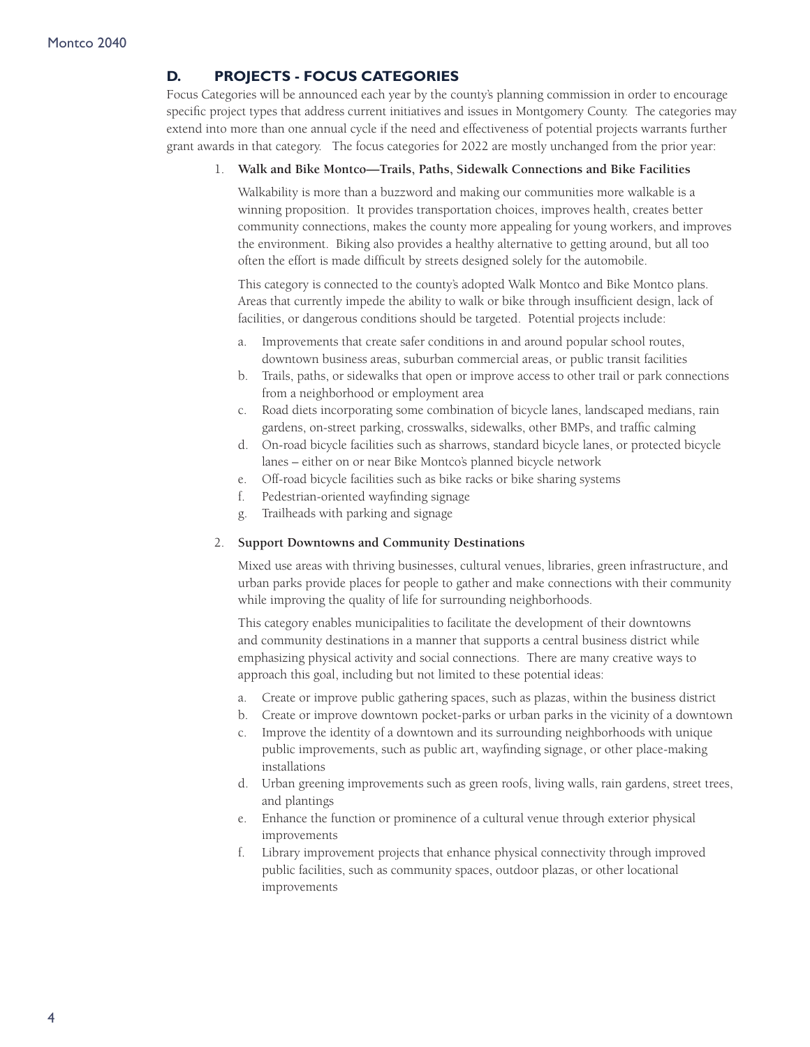## D. PROJECTS - FOCUS CATEGORIES

Focus Categories will be announced each year by the county's planning commission in order to encourage specific project types that address current initiatives and issues in Montgomery County. The categories may extend into more than one annual cycle if the need and effectiveness of potential projects warrants further grant awards in that category. The focus categories for 2022 are mostly unchanged from the prior year:

1. **Walk and Bike Montco—Trails, Paths, Sidewalk Connections and Bike Facilities**

   Walkability is more than a buzzword and making our communities more walkable is a winning proposition. It provides transportation choices, improves health, creates better community connections, makes the county more appealing for young workers, and improves the environment. Biking also provides a healthy alternative to getting around, but all too often the effort is made difficult by streets designed solely for the automobile.

   This category is connected to the county's adopted Walk Montco and Bike Montco plans. Areas that currently impede the ability to walk or bike through insufficient design, lack of facilities, or dangerous conditions should be targeted. Potential projects include:

   a. Improvements that create safer conditions in and around popular school routes, downtown business areas, suburban commercial areas, or public transit facilities
   b. Trails, paths, or sidewalks that open or improve access to other trail or park connections from a neighborhood or employment area
   c. Road diets incorporating some combination of bicycle lanes, landscaped medians, rain gardens, on-street parking, crosswalks, sidewalks, other BMPs, and traffic calming
   d. On-road bicycle facilities such as sharrows, standard bicycle lanes, or protected bicycle lanes – either on or near Bike Montco's planned bicycle network
   e. Off-road bicycle facilities such as bike racks or bike sharing systems
   f. Pedestrian-oriented wayfinding signage
   g. Trailheads with parking and signage

2. **Support Downtowns and Community Destinations**

   Mixed use areas with thriving businesses, cultural venues, libraries, green infrastructure, and urban parks provide places for people to gather and make connections with their community while improving the quality of life for surrounding neighborhoods.

   This category enables municipalities to facilitate the development of their downtowns and community destinations in a manner that supports a central business district while emphasizing physical activity and social connections. There are many creative ways to approach this goal, including but not limited to these potential ideas:

   a. Create or improve public gathering spaces, such as plazas, within the business district
   b. Create or improve downtown pocket-parks or urban parks in the vicinity of a downtown
   c. Improve the identity of a downtown and its surrounding neighborhoods with unique public improvements, such as public art, wayfinding signage, or other place-making installations
   d. Urban greening improvements such as green roofs, living walls, rain gardens, street trees, and plantings
   e. Enhance the function or prominence of a cultural venue through exterior physical improvements
   f. Library improvement projects that enhance physical connectivity through improved public facilities, such as community spaces, outdoor plazas, or other locational improvements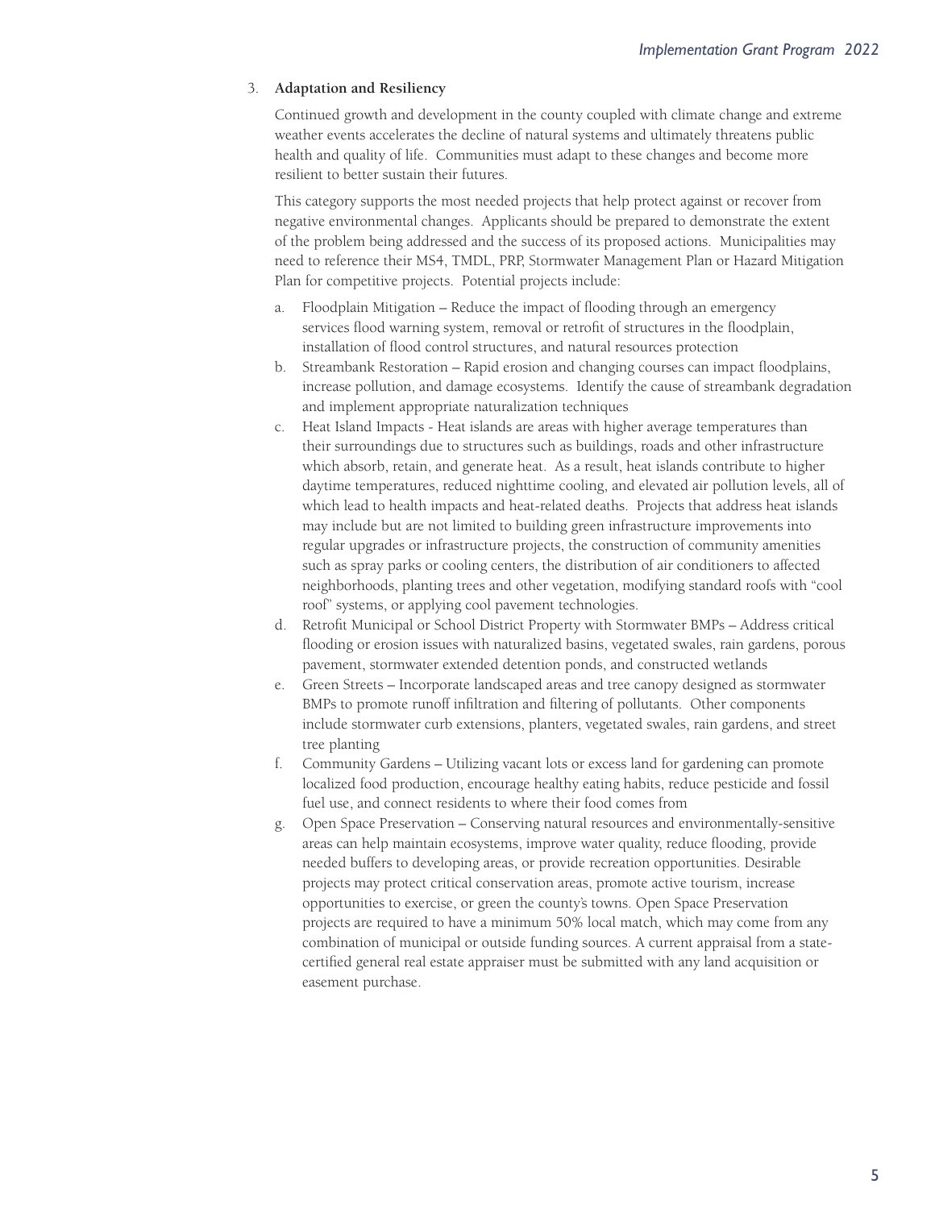3. **Adaptation and Resiliency**

   Continued growth and development in the county coupled with climate change and extreme weather events accelerates the decline of natural systems and ultimately threatens public health and quality of life. Communities must adapt to these changes and become more resilient to better sustain their futures.

   This category supports the most needed projects that help protect against or recover from negative environmental changes. Applicants should be prepared to demonstrate the extent of the problem being addressed and the success of its proposed actions. Municipalities may need to reference their MS4, TMDL, PRP, Stormwater Management Plan or Hazard Mitigation Plan for competitive projects. Potential projects include:

   a. Floodplain Mitigation – Reduce the impact of flooding through an emergency services flood warning system, removal or retrofit of structures in the floodplain, installation of flood control structures, and natural resources protection
   b. Streambank Restoration – Rapid erosion and changing courses can impact floodplains, increase pollution, and damage ecosystems. Identify the cause of streambank degradation and implement appropriate naturalization techniques
   c. Heat Island Impacts - Heat islands are areas with higher average temperatures than their surroundings due to structures such as buildings, roads and other infrastructure which absorb, retain, and generate heat. As a result, heat islands contribute to higher daytime temperatures, reduced nighttime cooling, and elevated air pollution levels, all of which lead to health impacts and heat-related deaths. Projects that address heat islands may include but are not limited to building green infrastructure improvements into regular upgrades or infrastructure projects, the construction of community amenities such as spray parks or cooling centers, the distribution of air conditioners to affected neighborhoods, planting trees and other vegetation, modifying standard roofs with "cool roof" systems, or applying cool pavement technologies.
   d. Retrofit Municipal or School District Property with Stormwater BMPs – Address critical flooding or erosion issues with naturalized basins, vegetated swales, rain gardens, porous pavement, stormwater extended detention ponds, and constructed wetlands
   e. Green Streets – Incorporate landscaped areas and tree canopy designed as stormwater BMPs to promote runoff infiltration and filtering of pollutants. Other components include stormwater curb extensions, planters, vegetated swales, rain gardens, and street tree planting
   f. Community Gardens – Utilizing vacant lots or excess land for gardening can promote localized food production, encourage healthy eating habits, reduce pesticide and fossil fuel use, and connect residents to where their food comes from
   g. Open Space Preservation – Conserving natural resources and environmentally-sensitive areas can help maintain ecosystems, improve water quality, reduce flooding, provide needed buffers to developing areas, or provide recreation opportunities. Desirable projects may protect critical conservation areas, promote active tourism, increase opportunities to exercise, or green the county's towns. Open Space Preservation projects are required to have a minimum 50% local match, which may come from any combination of municipal or outside funding sources. A current appraisal from a state-certified general real estate appraiser must be submitted with any land acquisition or easement purchase.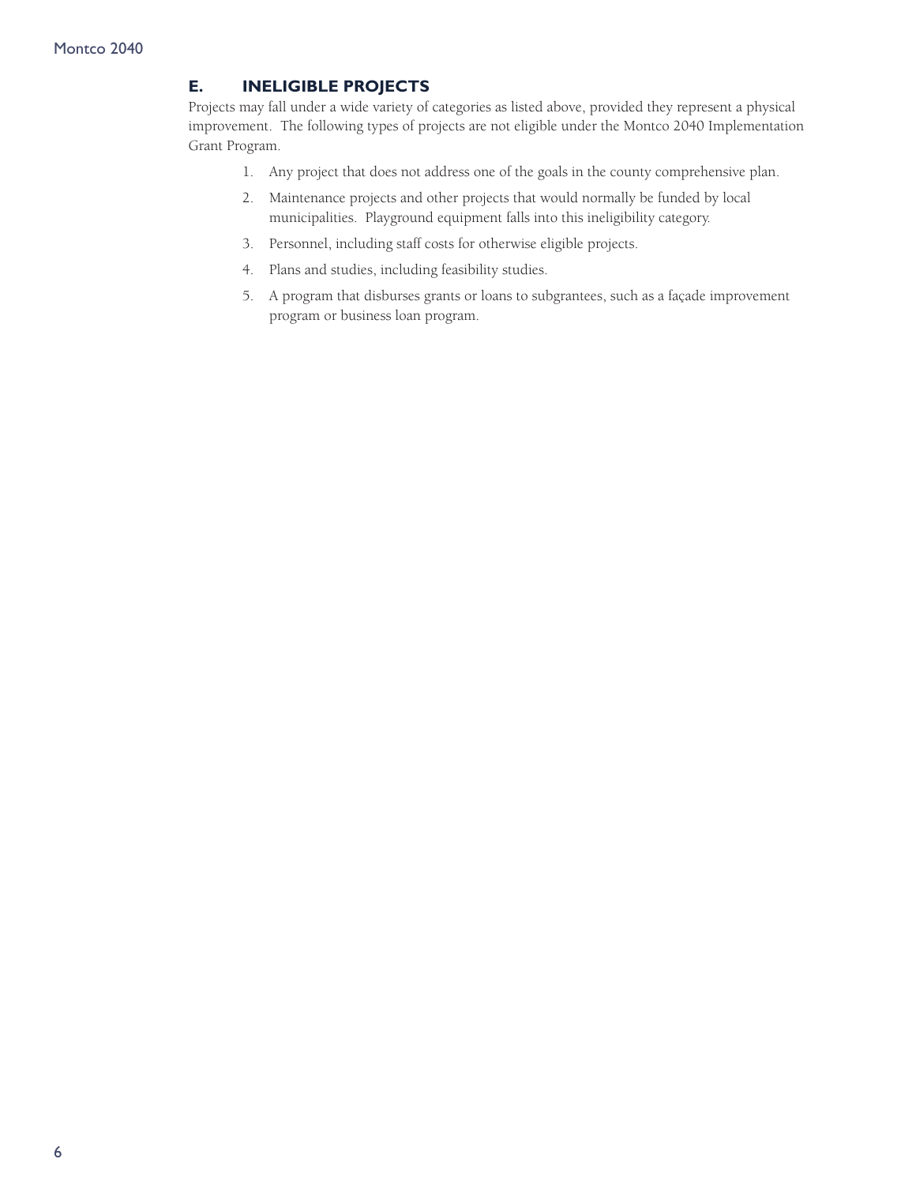## E. INELIGIBLE PROJECTS

Projects may fall under a wide variety of categories as listed above, provided they represent a physical improvement. The following types of projects are not eligible under the Montco 2040 Implementation Grant Program.

1. Any project that does not address one of the goals in the county comprehensive plan.
2. Maintenance projects and other projects that would normally be funded by local municipalities. Playground equipment falls into this ineligibility category.
3. Personnel, including staff costs for otherwise eligible projects.
4. Plans and studies, including feasibility studies.
5. A program that disburses grants or loans to subgrantees, such as a façade improvement program or business loan program.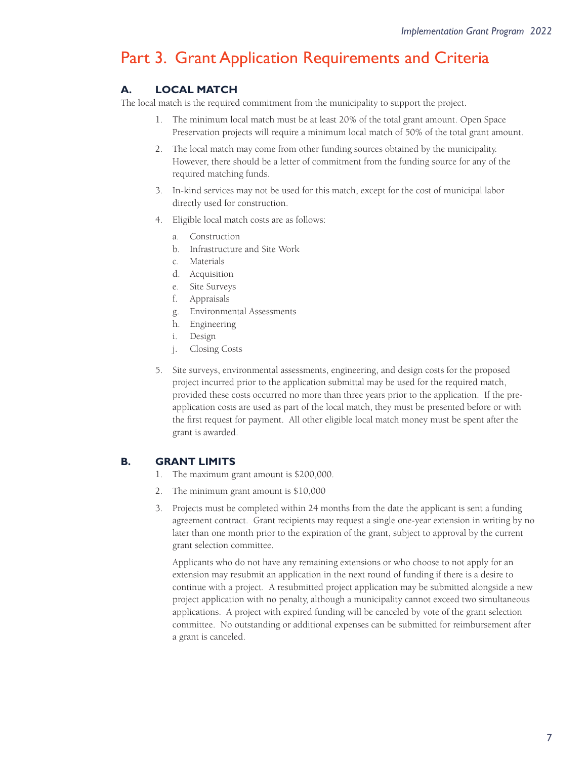# Part 3. Grant Application Requirements and Criteria

## A. LOCAL MATCH

The local match is the required commitment from the municipality to support the project.

1. The minimum local match must be at least 20% of the total grant amount. Open Space Preservation projects will require a minimum local match of 50% of the total grant amount.
2. The local match may come from other funding sources obtained by the municipality. However, there should be a letter of commitment from the funding source for any of the required matching funds.
3. In-kind services may not be used for this match, except for the cost of municipal labor directly used for construction.
4. Eligible local match costs are as follows:
   a. Construction
   b. Infrastructure and Site Work
   c. Materials
   d. Acquisition
   e. Site Surveys
   f. Appraisals
   g. Environmental Assessments
   h. Engineering
   i. Design
   j. Closing Costs
5. Site surveys, environmental assessments, engineering, and design costs for the proposed project incurred prior to the application submittal may be used for the required match, provided these costs occurred no more than three years prior to the application. If the pre-application costs are used as part of the local match, they must be presented before or with the first request for payment. All other eligible local match money must be spent after the grant is awarded.

## B. GRANT LIMITS

1. The maximum grant amount is $200,000.
2. The minimum grant amount is $10,000
3. Projects must be completed within 24 months from the date the applicant is sent a funding agreement contract. Grant recipients may request a single one-year extension in writing by no later than one month prior to the expiration of the grant, subject to approval by the current grant selection committee.

   Applicants who do not have any remaining extensions or who choose to not apply for an extension may resubmit an application in the next round of funding if there is a desire to continue with a project. A resubmitted project application may be submitted alongside a new project application with no penalty, although a municipality cannot exceed two simultaneous applications. A project with expired funding will be canceled by vote of the grant selection committee. No outstanding or additional expenses can be submitted for reimbursement after a grant is canceled.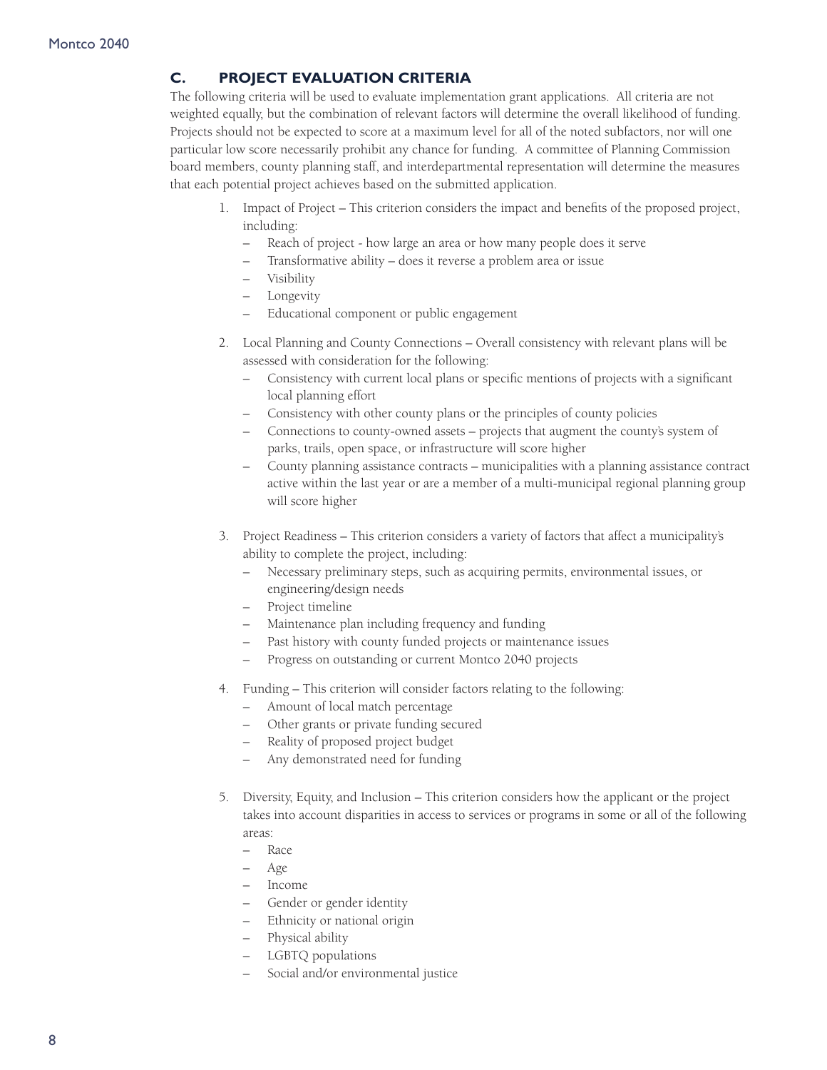## C. PROJECT EVALUATION CRITERIA

The following criteria will be used to evaluate implementation grant applications. All criteria are not weighted equally, but the combination of relevant factors will determine the overall likelihood of funding. Projects should not be expected to score at a maximum level for all of the noted subfactors, nor will one particular low score necessarily prohibit any chance for funding. A committee of Planning Commission board members, county planning staff, and interdepartmental representation will determine the measures that each potential project achieves based on the submitted application.

1. Impact of Project – This criterion considers the impact and benefits of the proposed project, including:
   - Reach of project - how large an area or how many people does it serve
   - Transformative ability – does it reverse a problem area or issue
   - Visibility
   - Longevity
   - Educational component or public engagement

2. Local Planning and County Connections – Overall consistency with relevant plans will be assessed with consideration for the following:
   - Consistency with current local plans or specific mentions of projects with a significant local planning effort
   - Consistency with other county plans or the principles of county policies
   - Connections to county-owned assets – projects that augment the county's system of parks, trails, open space, or infrastructure will score higher
   - County planning assistance contracts – municipalities with a planning assistance contract active within the last year or are a member of a multi-municipal regional planning group will score higher

3. Project Readiness – This criterion considers a variety of factors that affect a municipality's ability to complete the project, including:
   - Necessary preliminary steps, such as acquiring permits, environmental issues, or engineering/design needs
   - Project timeline
   - Maintenance plan including frequency and funding
   - Past history with county funded projects or maintenance issues
   - Progress on outstanding or current Montco 2040 projects

4. Funding – This criterion will consider factors relating to the following:
   - Amount of local match percentage
   - Other grants or private funding secured
   - Reality of proposed project budget
   - Any demonstrated need for funding

5. Diversity, Equity, and Inclusion – This criterion considers how the applicant or the project takes into account disparities in access to services or programs in some or all of the following areas:
   - Race
   - Age
   - Income
   - Gender or gender identity
   - Ethnicity or national origin
   - Physical ability
   - LGBTQ populations
   - Social and/or environmental justice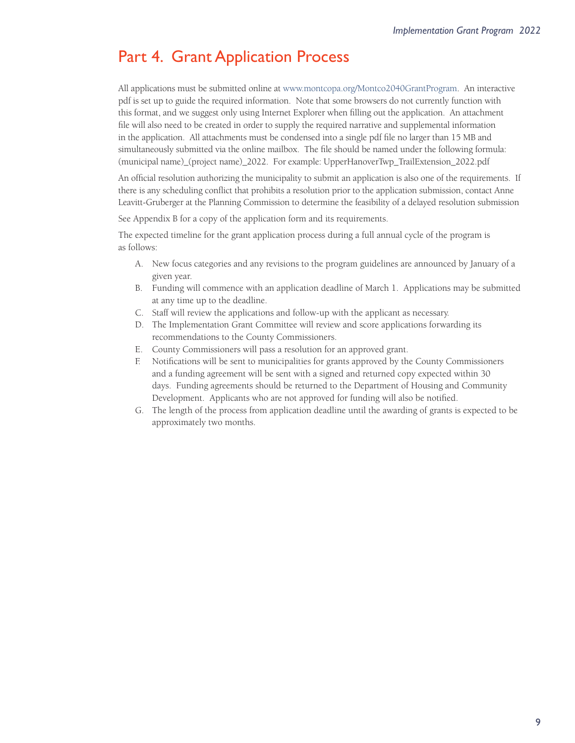# Part 4. Grant Application Process

All applications must be submitted online at www.montcopa.org/Montco2040GrantProgram. An interactive pdf is set up to guide the required information. Note that some browsers do not currently function with this format, and we suggest only using Internet Explorer when filling out the application. An attachment file will also need to be created in order to supply the required narrative and supplemental information in the application. All attachments must be condensed into a single pdf file no larger than 15 MB and simultaneously submitted via the online mailbox. The file should be named under the following formula: (municipal name)_(project name)_2022. For example: UpperHanoverTwp_TrailExtension_2022.pdf

An official resolution authorizing the municipality to submit an application is also one of the requirements. If there is any scheduling conflict that prohibits a resolution prior to the application submission, contact Anne Leavitt-Gruberger at the Planning Commission to determine the feasibility of a delayed resolution submission

See Appendix B for a copy of the application form and its requirements.

The expected timeline for the grant application process during a full annual cycle of the program is as follows:

A. New focus categories and any revisions to the program guidelines are announced by January of a given year.
B. Funding will commence with an application deadline of March 1. Applications may be submitted at any time up to the deadline.
C. Staff will review the applications and follow-up with the applicant as necessary.
D. The Implementation Grant Committee will review and score applications forwarding its recommendations to the County Commissioners.
E. County Commissioners will pass a resolution for an approved grant.
F. Notifications will be sent to municipalities for grants approved by the County Commissioners and a funding agreement will be sent with a signed and returned copy expected within 30 days. Funding agreements should be returned to the Department of Housing and Community Development. Applicants who are not approved for funding will also be notified.
G. The length of the process from application deadline until the awarding of grants is expected to be approximately two months.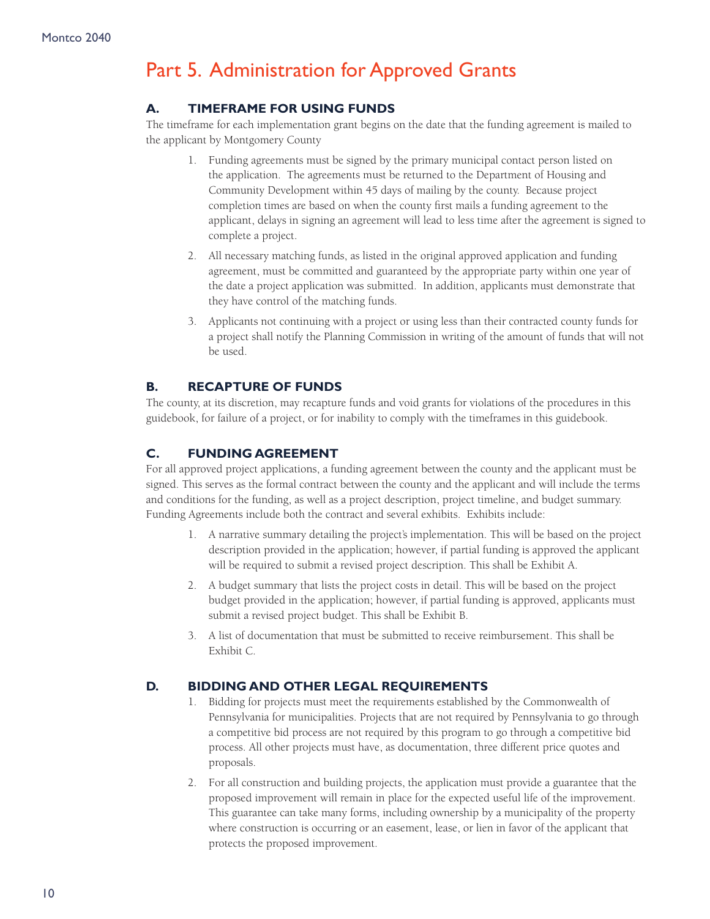# Part 5. Administration for Approved Grants

## A. TIMEFRAME FOR USING FUNDS

The timeframe for each implementation grant begins on the date that the funding agreement is mailed to the applicant by Montgomery County

1. Funding agreements must be signed by the primary municipal contact person listed on the application. The agreements must be returned to the Department of Housing and Community Development within 45 days of mailing by the county. Because project completion times are based on when the county first mails a funding agreement to the applicant, delays in signing an agreement will lead to less time after the agreement is signed to complete a project.
2. All necessary matching funds, as listed in the original approved application and funding agreement, must be committed and guaranteed by the appropriate party within one year of the date a project application was submitted. In addition, applicants must demonstrate that they have control of the matching funds.
3. Applicants not continuing with a project or using less than their contracted county funds for a project shall notify the Planning Commission in writing of the amount of funds that will not be used.

## B. RECAPTURE OF FUNDS

The county, at its discretion, may recapture funds and void grants for violations of the procedures in this guidebook, for failure of a project, or for inability to comply with the timeframes in this guidebook.

## C. FUNDING AGREEMENT

For all approved project applications, a funding agreement between the county and the applicant must be signed. This serves as the formal contract between the county and the applicant and will include the terms and conditions for the funding, as well as a project description, project timeline, and budget summary. Funding Agreements include both the contract and several exhibits. Exhibits include:

1. A narrative summary detailing the project's implementation. This will be based on the project description provided in the application; however, if partial funding is approved the applicant will be required to submit a revised project description. This shall be Exhibit A.
2. A budget summary that lists the project costs in detail. This will be based on the project budget provided in the application; however, if partial funding is approved, applicants must submit a revised project budget. This shall be Exhibit B.
3. A list of documentation that must be submitted to receive reimbursement. This shall be Exhibit C.

## D. BIDDING AND OTHER LEGAL REQUIREMENTS

1. Bidding for projects must meet the requirements established by the Commonwealth of Pennsylvania for municipalities. Projects that are not required by Pennsylvania to go through a competitive bid process are not required by this program to go through a competitive bid process. All other projects must have, as documentation, three different price quotes and proposals.
2. For all construction and building projects, the application must provide a guarantee that the proposed improvement will remain in place for the expected useful life of the improvement. This guarantee can take many forms, including ownership by a municipality of the property where construction is occurring or an easement, lease, or lien in favor of the applicant that protects the proposed improvement.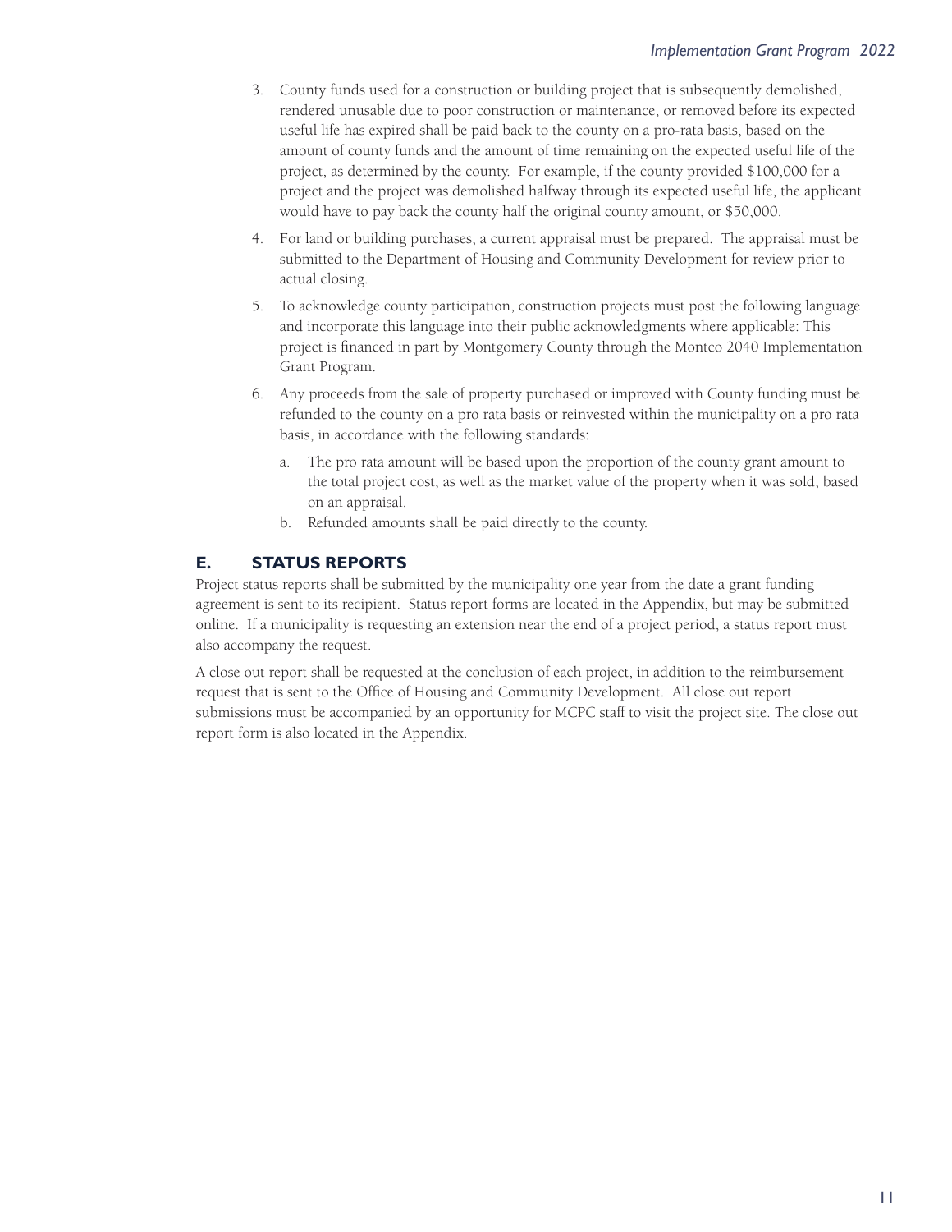3. County funds used for a construction or building project that is subsequently demolished, rendered unusable due to poor construction or maintenance, or removed before its expected useful life has expired shall be paid back to the county on a pro-rata basis, based on the amount of county funds and the amount of time remaining on the expected useful life of the project, as determined by the county. For example, if the county provided $100,000 for a project and the project was demolished halfway through its expected useful life, the applicant would have to pay back the county half the original county amount, or $50,000.
4. For land or building purchases, a current appraisal must be prepared. The appraisal must be submitted to the Department of Housing and Community Development for review prior to actual closing.
5. To acknowledge county participation, construction projects must post the following language and incorporate this language into their public acknowledgments where applicable: This project is financed in part by Montgomery County through the Montco 2040 Implementation Grant Program.
6. Any proceeds from the sale of property purchased or improved with County funding must be refunded to the county on a pro rata basis or reinvested within the municipality on a pro rata basis, in accordance with the following standards:
   a. The pro rata amount will be based upon the proportion of the county grant amount to the total project cost, as well as the market value of the property when it was sold, based on an appraisal.
   b. Refunded amounts shall be paid directly to the county.

## E. STATUS REPORTS

Project status reports shall be submitted by the municipality one year from the date a grant funding agreement is sent to its recipient. Status report forms are located in the Appendix, but may be submitted online. If a municipality is requesting an extension near the end of a project period, a status report must also accompany the request.

A close out report shall be requested at the conclusion of each project, in addition to the reimbursement request that is sent to the Office of Housing and Community Development. All close out report submissions must be accompanied by an opportunity for MCPC staff to visit the project site. The close out report form is also located in the Appendix.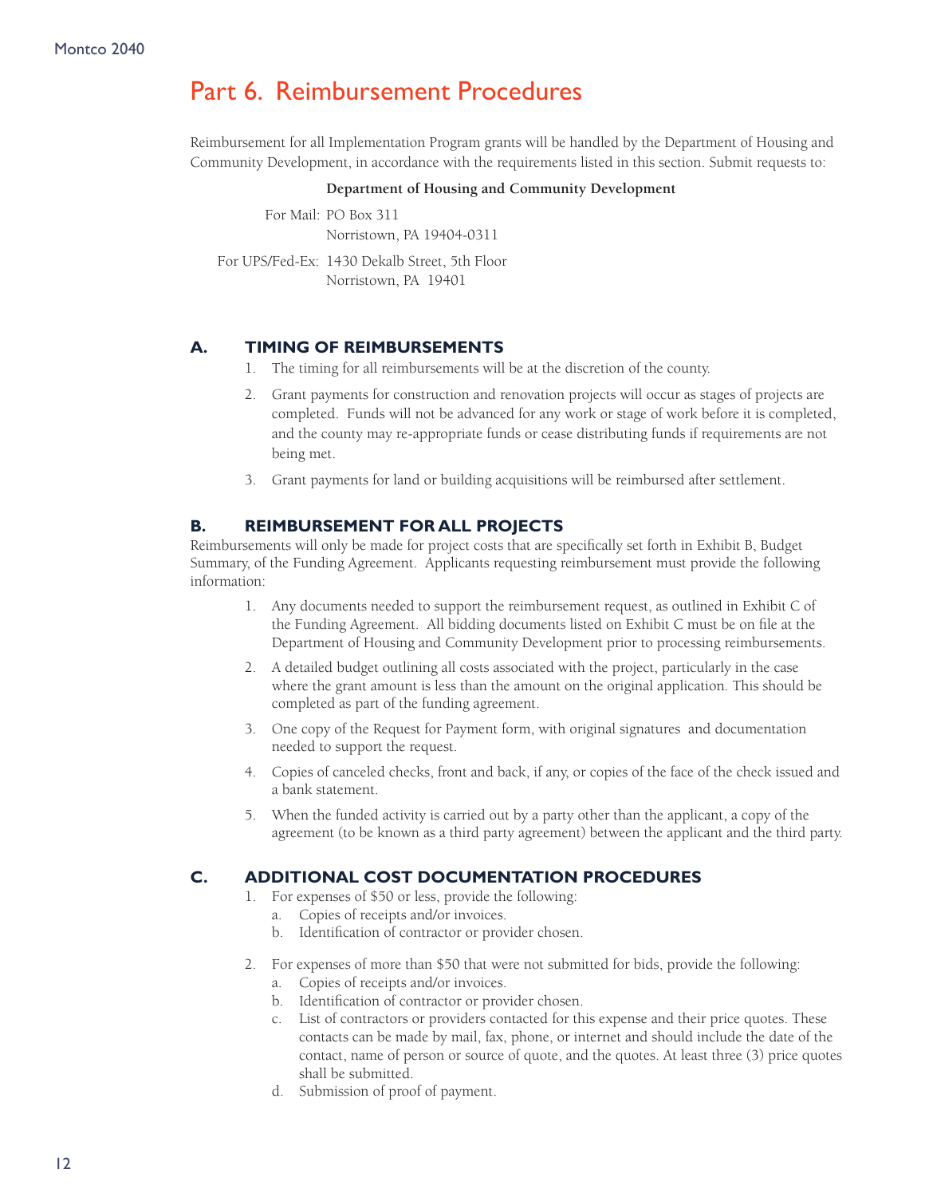# Part 6. Reimbursement Procedures

Reimbursement for all Implementation Program grants will be handled by the Department of Housing and Community Development, in accordance with the requirements listed in this section. Submit requests to:

**Department of Housing and Community Development**

For Mail: PO Box 311
Norristown, PA 19404-0311

For UPS/Fed-Ex: 1430 Dekalb Street, 5th Floor
Norristown, PA 19401

## A. TIMING OF REIMBURSEMENTS

1. The timing for all reimbursements will be at the discretion of the county.
2. Grant payments for construction and renovation projects will occur as stages of projects are completed. Funds will not be advanced for any work or stage of work before it is completed, and the county may re-appropriate funds or cease distributing funds if requirements are not being met.
3. Grant payments for land or building acquisitions will be reimbursed after settlement.

## B. REIMBURSEMENT FOR ALL PROJECTS

Reimbursements will only be made for project costs that are specifically set forth in Exhibit B, Budget Summary, of the Funding Agreement. Applicants requesting reimbursement must provide the following information:

1. Any documents needed to support the reimbursement request, as outlined in Exhibit C of the Funding Agreement. All bidding documents listed on Exhibit C must be on file at the Department of Housing and Community Development prior to processing reimbursements.
2. A detailed budget outlining all costs associated with the project, particularly in the case where the grant amount is less than the amount on the original application. This should be completed as part of the funding agreement.
3. One copy of the Request for Payment form, with original signatures and documentation needed to support the request.
4. Copies of canceled checks, front and back, if any, or copies of the face of the check issued and a bank statement.
5. When the funded activity is carried out by a party other than the applicant, a copy of the agreement (to be known as a third party agreement) between the applicant and the third party.

## C. ADDITIONAL COST DOCUMENTATION PROCEDURES

1. For expenses of $50 or less, provide the following:
   a. Copies of receipts and/or invoices.
   b. Identification of contractor or provider chosen.
2. For expenses of more than $50 that were not submitted for bids, provide the following:
   a. Copies of receipts and/or invoices.
   b. Identification of contractor or provider chosen.
   c. List of contractors or providers contacted for this expense and their price quotes. These contacts can be made by mail, fax, phone, or internet and should include the date of the contact, name of person or source of quote, and the quotes. At least three (3) price quotes shall be submitted.
   d. Submission of proof of payment.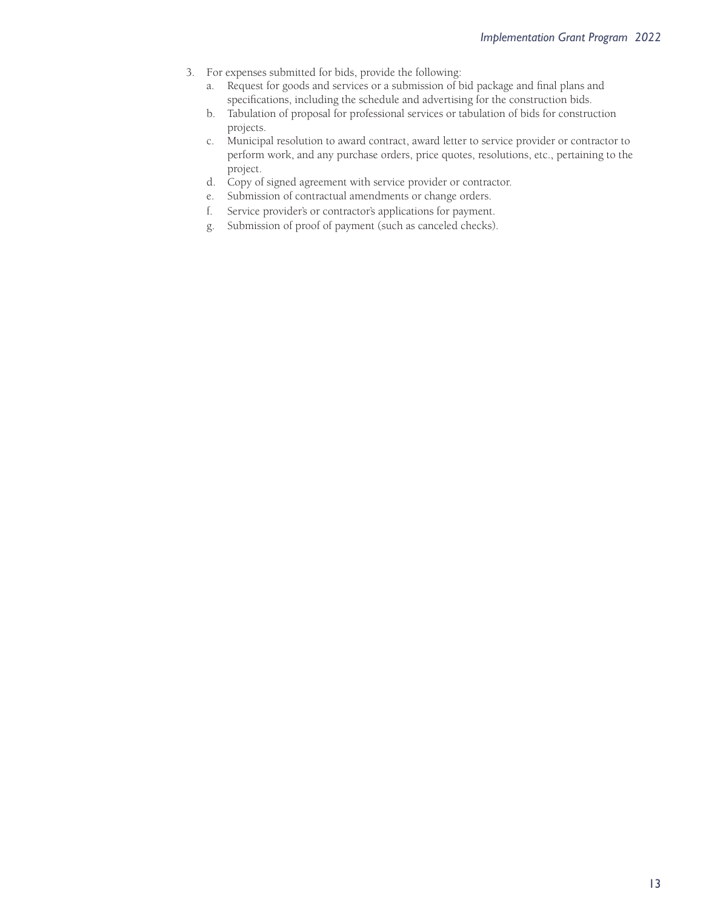3. For expenses submitted for bids, provide the following:
   a. Request for goods and services or a submission of bid package and final plans and specifications, including the schedule and advertising for the construction bids.
   b. Tabulation of proposal for professional services or tabulation of bids for construction projects.
   c. Municipal resolution to award contract, award letter to service provider or contractor to perform work, and any purchase orders, price quotes, resolutions, etc., pertaining to the project.
   d. Copy of signed agreement with service provider or contractor.
   e. Submission of contractual amendments or change orders.
   f. Service provider's or contractor's applications for payment.
   g. Submission of proof of payment (such as canceled checks).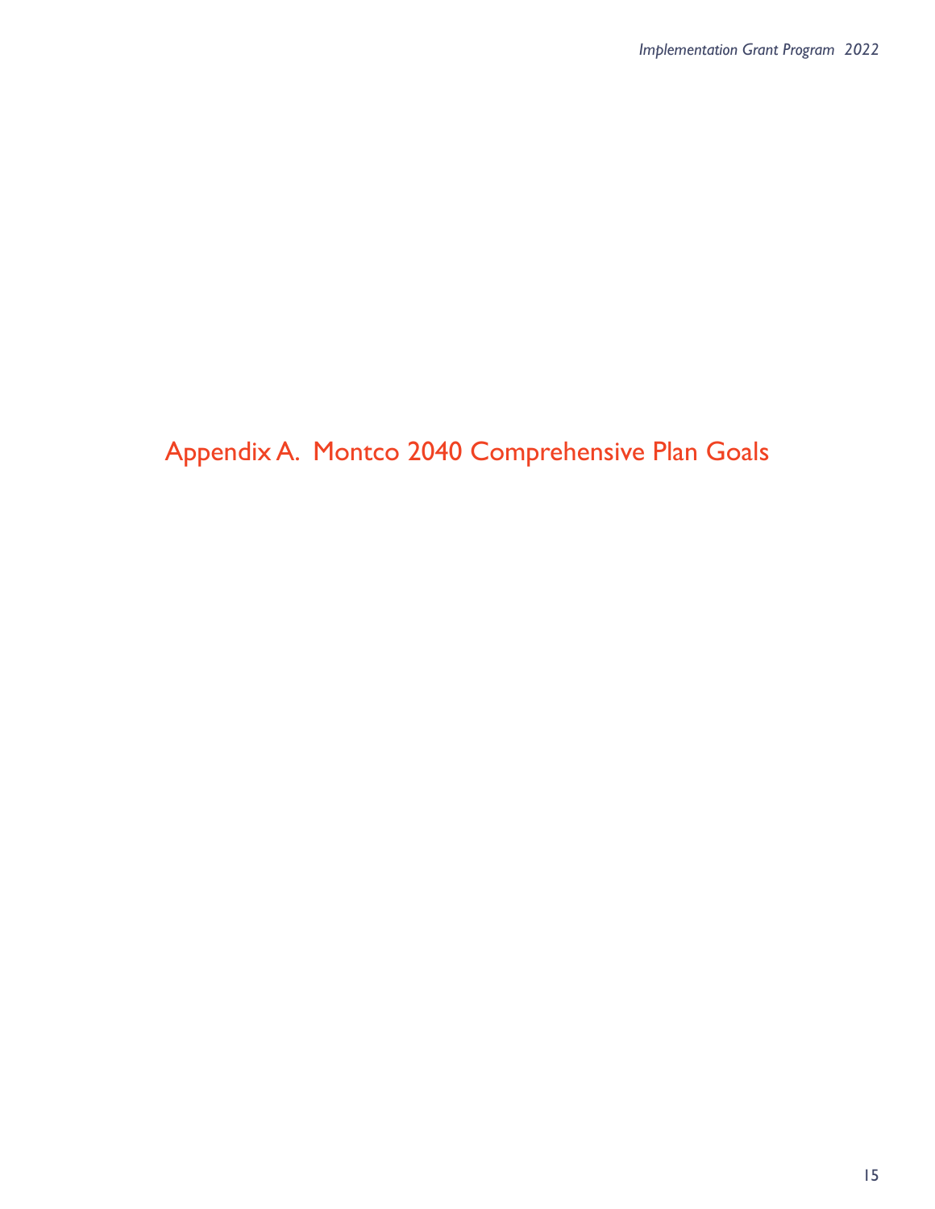# Appendix A. Montco 2040 Comprehensive Plan Goals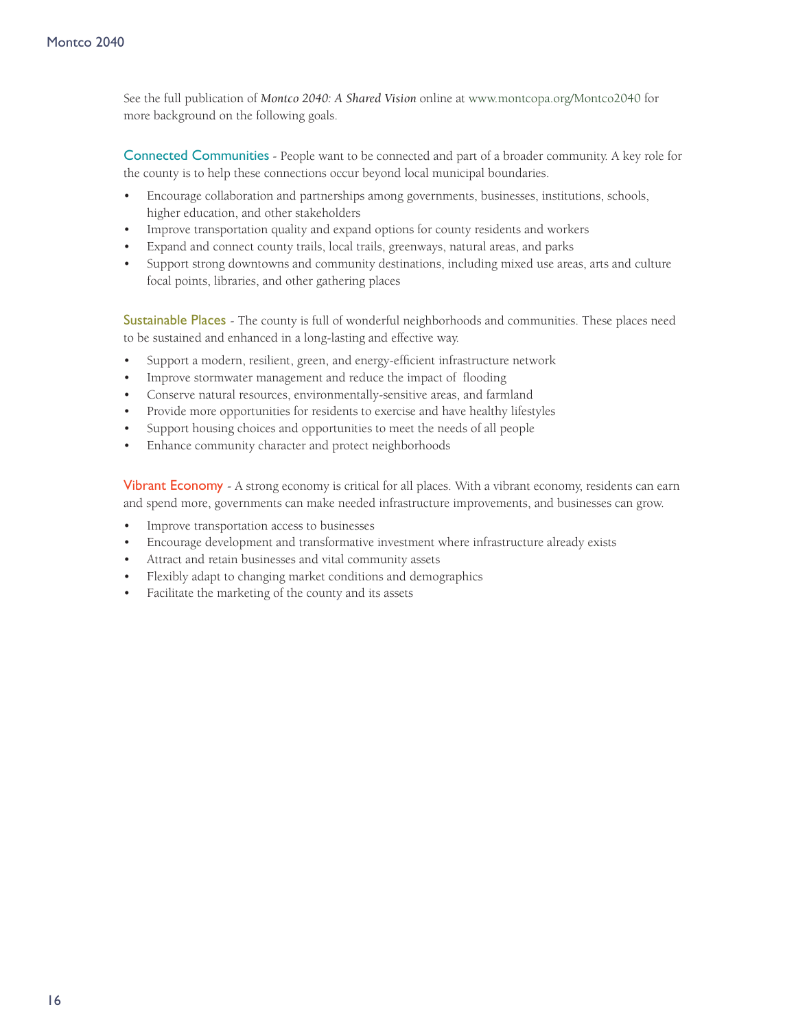See the full publication of *Montco 2040: A Shared Vision* online at www.montcopa.org/Montco2040 for more background on the following goals.

**Connected Communities** - People want to be connected and part of a broader community. A key role for the county is to help these connections occur beyond local municipal boundaries.

- Encourage collaboration and partnerships among governments, businesses, institutions, schools, higher education, and other stakeholders
- Improve transportation quality and expand options for county residents and workers
- Expand and connect county trails, local trails, greenways, natural areas, and parks
- Support strong downtowns and community destinations, including mixed use areas, arts and culture focal points, libraries, and other gathering places

**Sustainable Places** - The county is full of wonderful neighborhoods and communities. These places need to be sustained and enhanced in a long-lasting and effective way.

- Support a modern, resilient, green, and energy-efficient infrastructure network
- Improve stormwater management and reduce the impact of flooding
- Conserve natural resources, environmentally-sensitive areas, and farmland
- Provide more opportunities for residents to exercise and have healthy lifestyles
- Support housing choices and opportunities to meet the needs of all people
- Enhance community character and protect neighborhoods

**Vibrant Economy** - A strong economy is critical for all places. With a vibrant economy, residents can earn and spend more, governments can make needed infrastructure improvements, and businesses can grow.

- Improve transportation access to businesses
- Encourage development and transformative investment where infrastructure already exists
- Attract and retain businesses and vital community assets
- Flexibly adapt to changing market conditions and demographics
- Facilitate the marketing of the county and its assets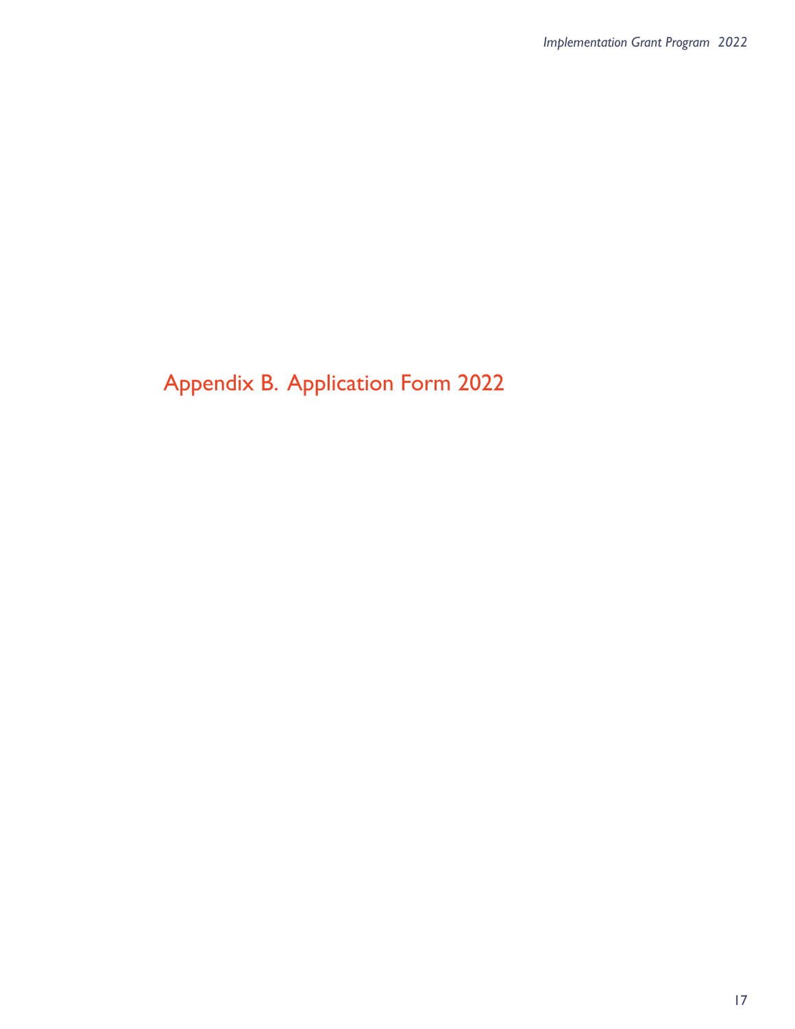# Appendix B. Application Form 2022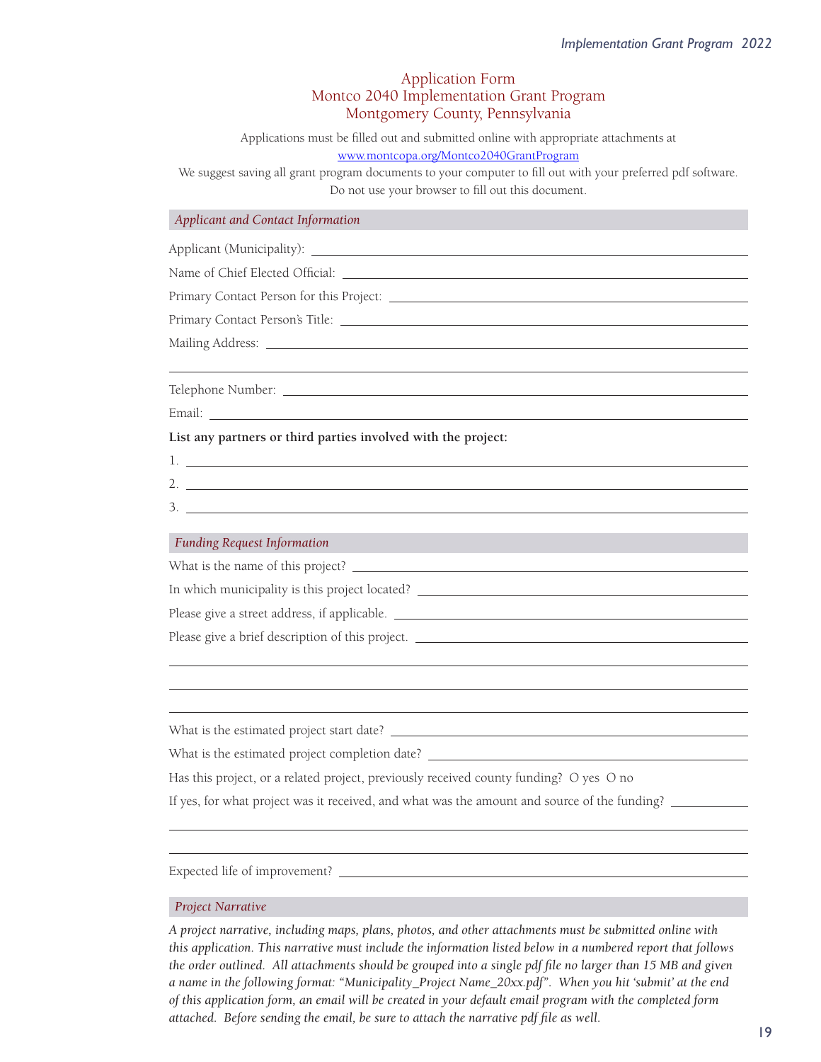# Application Form
# Montco 2040 Implementation Grant Program
# Montgomery County, Pennsylvania

Applications must be filled out and submitted online with appropriate attachments at www.montcopa.org/Montco2040GrantProgram

We suggest saving all grant program documents to your computer to fill out with your preferred pdf software. Do not use your browser to fill out this document.

## *Applicant and Contact Information*

Applicant (Municipality): ______________________________

Name of Chief Elected Official: ______________________________

Primary Contact Person for this Project: ______________________________

Primary Contact Person's Title: ______________________________

Mailing Address: ______________________________

______________________________

Telephone Number: ______________________________

Email: ______________________________

**List any partners or third parties involved with the project:**

1. ______________________________
2. ______________________________
3. ______________________________

## *Funding Request Information*

What is the name of this project? ______________________________

In which municipality is this project located? ______________________________

Please give a street address, if applicable. ______________________________

Please give a brief description of this project. ______________________________

______________________________

______________________________

______________________________

What is the estimated project start date? ______________________________

What is the estimated project completion date? ______________________________

Has this project, or a related project, previously received county funding? O yes O no

If yes, for what project was it received, and what was the amount and source of the funding? ____________

______________________________

______________________________

Expected life of improvement? ______________________________

## *Project Narrative*

*A project narrative, including maps, plans, photos, and other attachments must be submitted online with this application. This narrative must include the information listed below in a numbered report that follows the order outlined. All attachments should be grouped into a single pdf file no larger than 15 MB and given a name in the following format: "Municipality_Project Name_20xx.pdf". When you hit 'submit' at the end of this application form, an email will be created in your default email program with the completed form attached. Before sending the email, be sure to attach the narrative pdf file as well.*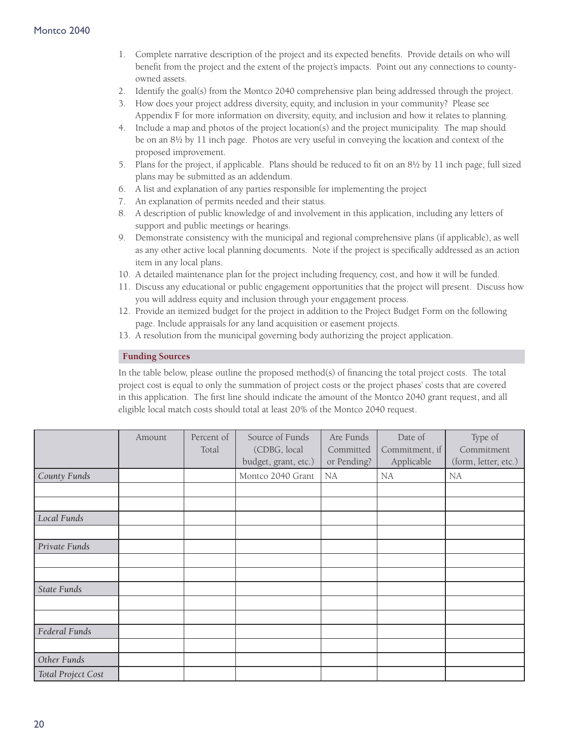1. Complete narrative description of the project and its expected benefits. Provide details on who will benefit from the project and the extent of the project's impacts. Point out any connections to county-owned assets.
2. Identify the goal(s) from the Montco 2040 comprehensive plan being addressed through the project.
3. How does your project address diversity, equity, and inclusion in your community? Please see Appendix F for more information on diversity, equity, and inclusion and how it relates to planning.
4. Include a map and photos of the project location(s) and the project municipality. The map should be on an 8½ by 11 inch page. Photos are very useful in conveying the location and context of the proposed improvement.
5. Plans for the project, if applicable. Plans should be reduced to fit on an 8½ by 11 inch page; full sized plans may be submitted as an addendum.
6. A list and explanation of any parties responsible for implementing the project
7. An explanation of permits needed and their status.
8. A description of public knowledge of and involvement in this application, including any letters of support and public meetings or hearings.
9. Demonstrate consistency with the municipal and regional comprehensive plans (if applicable), as well as any other active local planning documents. Note if the project is specifically addressed as an action item in any local plans.
10. A detailed maintenance plan for the project including frequency, cost, and how it will be funded.
11. Discuss any educational or public engagement opportunities that the project will present. Discuss how you will address equity and inclusion through your engagement process.
12. Provide an itemized budget for the project in addition to the Project Budget Form on the following page. Include appraisals for any land acquisition or easement projects.
13. A resolution from the municipal governing body authorizing the project application.

## Funding Sources

In the table below, please outline the proposed method(s) of financing the total project costs. The total project cost is equal to only the summation of project costs or the project phases' costs that are covered in this application. The first line should indicate the amount of the Montco 2040 grant request, and all eligible local match costs should total at least 20% of the Montco 2040 request.

| | Amount | Percent of Total | Source of Funds (CDBG, local budget, grant, etc.) | Are Funds Committed or Pending? | Date of Commitment, if Applicable | Type of Commitment (form, letter, etc.) |
|---|---|---|---|---|---|---|
| *County Funds* | | | Montco 2040 Grant | NA | NA | NA |
| | | | | | | |
| | | | | | | |
| *Local Funds* | | | | | | |
| | | | | | | |
| *Private Funds* | | | | | | |
| | | | | | | |
| | | | | | | |
| *State Funds* | | | | | | |
| | | | | | | |
| | | | | | | |
| *Federal Funds* | | | | | | |
| | | | | | | |
| *Other Funds* | | | | | | |
| *Total Project Cost* | | | | | | |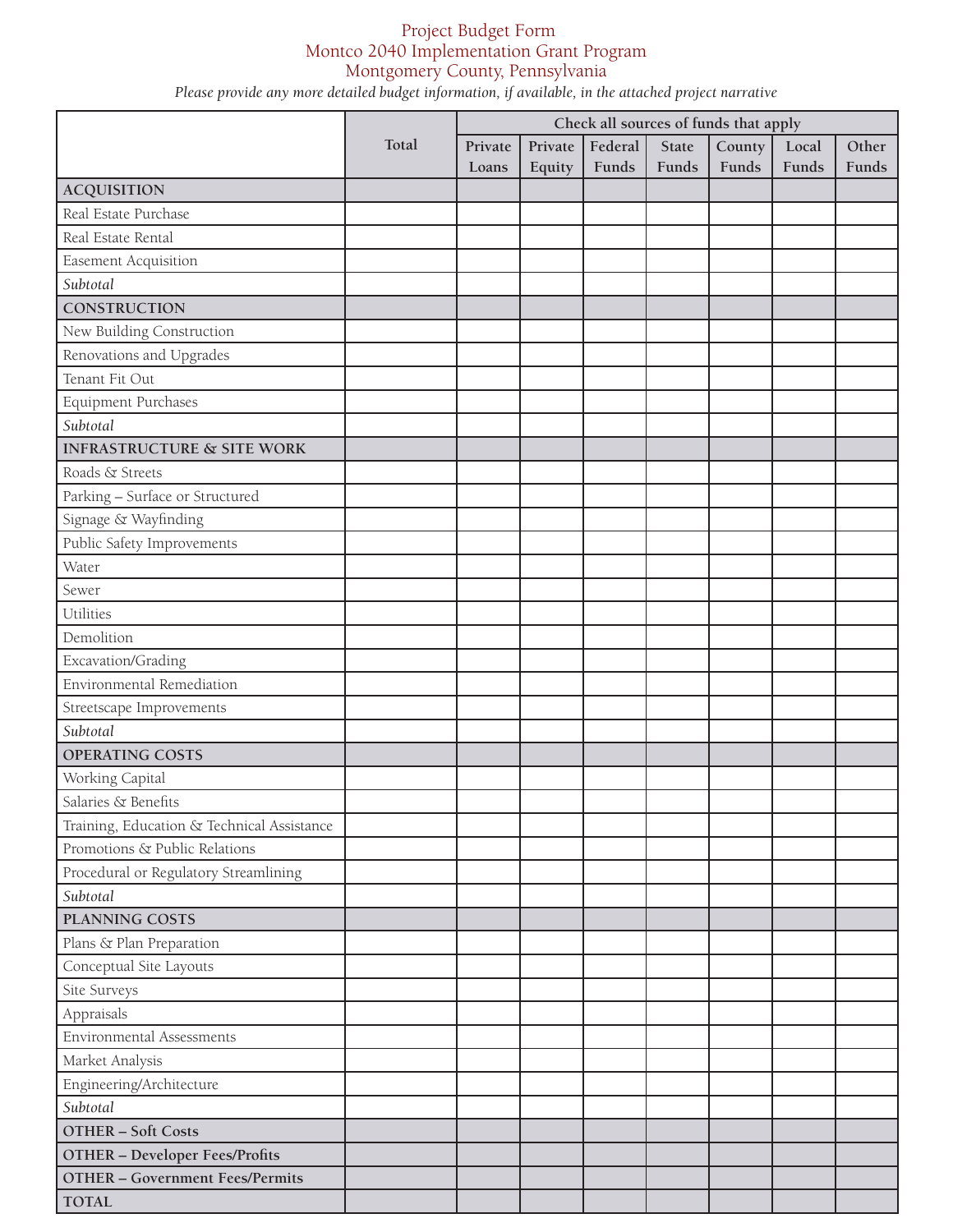# Project Budget Form
## Montco 2040 Implementation Grant Program
## Montgomery County, Pennsylvania

*Please provide any more detailed budget information, if available, in the attached project narrative*

| | Total | Check all sources of funds that apply | | | | | | |
|---|---|---|---|---|---|---|---|---|
| | | Private Loans | Private Equity | Federal Funds | State Funds | County Funds | Local Funds | Other Funds |
| **ACQUISITION** | | | | | | | | |
| Real Estate Purchase | | | | | | | | |
| Real Estate Rental | | | | | | | | |
| Easement Acquisition | | | | | | | | |
| *Subtotal* | | | | | | | | |
| **CONSTRUCTION** | | | | | | | | |
| New Building Construction | | | | | | | | |
| Renovations and Upgrades | | | | | | | | |
| Tenant Fit Out | | | | | | | | |
| Equipment Purchases | | | | | | | | |
| *Subtotal* | | | | | | | | |
| **INFRASTRUCTURE & SITE WORK** | | | | | | | | |
| Roads & Streets | | | | | | | | |
| Parking – Surface or Structured | | | | | | | | |
| Signage & Wayfinding | | | | | | | | |
| Public Safety Improvements | | | | | | | | |
| Water | | | | | | | | |
| Sewer | | | | | | | | |
| Utilities | | | | | | | | |
| Demolition | | | | | | | | |
| Excavation/Grading | | | | | | | | |
| Environmental Remediation | | | | | | | | |
| Streetscape Improvements | | | | | | | | |
| *Subtotal* | | | | | | | | |
| **OPERATING COSTS** | | | | | | | | |
| Working Capital | | | | | | | | |
| Salaries & Benefits | | | | | | | | |
| Training, Education & Technical Assistance | | | | | | | | |
| Promotions & Public Relations | | | | | | | | |
| Procedural or Regulatory Streamlining | | | | | | | | |
| *Subtotal* | | | | | | | | |
| **PLANNING COSTS** | | | | | | | | |
| Plans & Plan Preparation | | | | | | | | |
| Conceptual Site Layouts | | | | | | | | |
| Site Surveys | | | | | | | | |
| Appraisals | | | | | | | | |
| Environmental Assessments | | | | | | | | |
| Market Analysis | | | | | | | | |
| Engineering/Architecture | | | | | | | | |
| *Subtotal* | | | | | | | | |
| **OTHER – Soft Costs** | | | | | | | | |
| **OTHER – Developer Fees/Profits** | | | | | | | | |
| **OTHER – Government Fees/Permits** | | | | | | | | |
| **TOTAL** | | | | | | | | |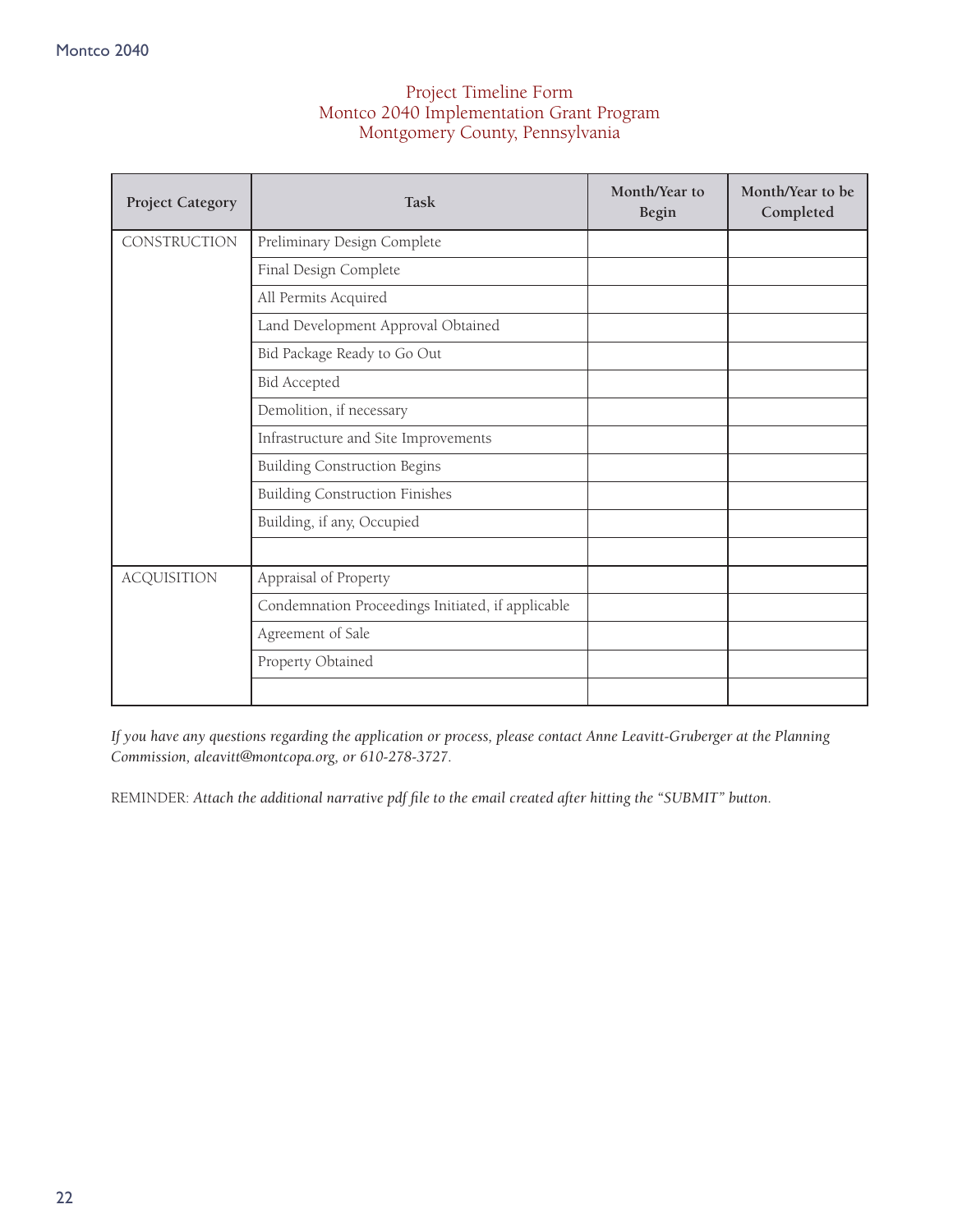# Project Timeline Form
## Montco 2040 Implementation Grant Program
## Montgomery County, Pennsylvania

| Project Category | Task | Month/Year to Begin | Month/Year to be Completed |
|---|---|---|---|
| CONSTRUCTION | Preliminary Design Complete | | |
| | Final Design Complete | | |
| | All Permits Acquired | | |
| | Land Development Approval Obtained | | |
| | Bid Package Ready to Go Out | | |
| | Bid Accepted | | |
| | Demolition, if necessary | | |
| | Infrastructure and Site Improvements | | |
| | Building Construction Begins | | |
| | Building Construction Finishes | | |
| | Building, if any, Occupied | | |
| | | | |
| ACQUISITION | Appraisal of Property | | |
| | Condemnation Proceedings Initiated, if applicable | | |
| | Agreement of Sale | | |
| | Property Obtained | | |
| | | | |

*If you have any questions regarding the application or process, please contact Anne Leavitt-Gruberger at the Planning Commission, aleavitt@montcopa.org, or 610-278-3727.*

REMINDER: *Attach the additional narrative pdf file to the email created after hitting the "SUBMIT" button.*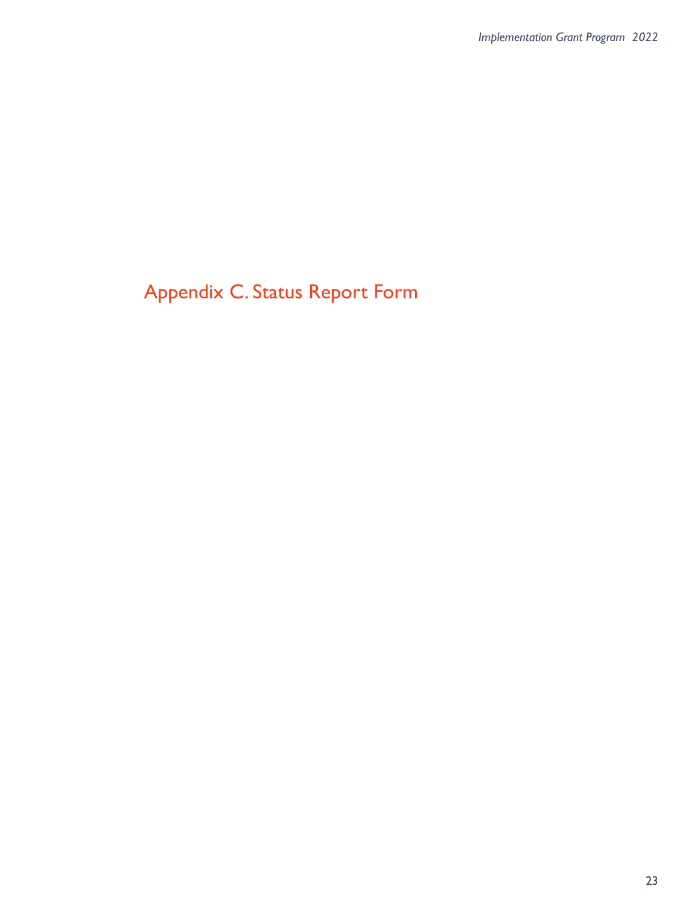# Appendix C. Status Report Form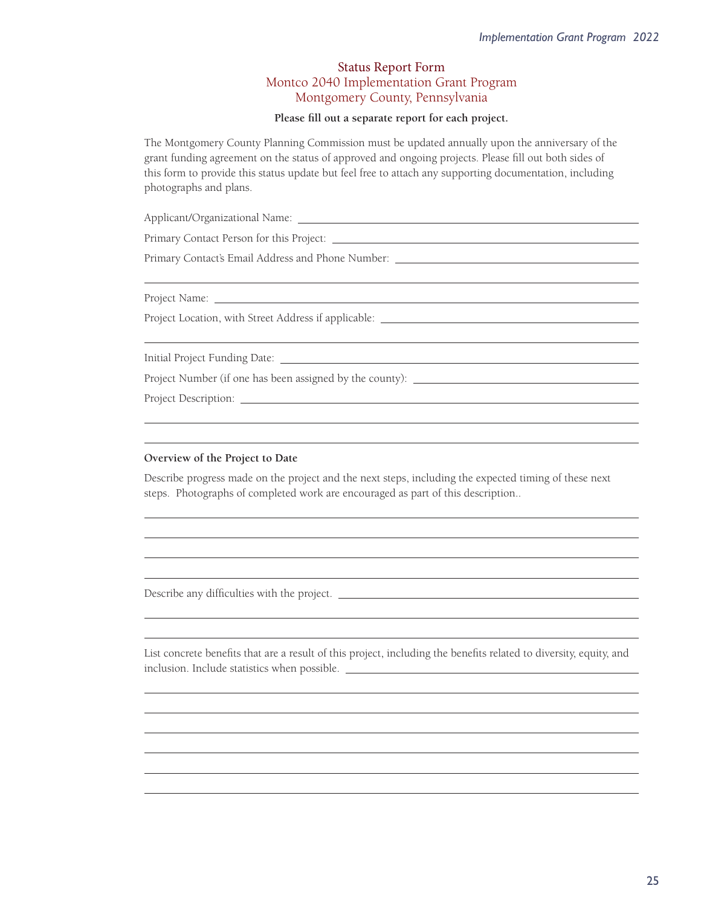## Status Report Form
## Montco 2040 Implementation Grant Program
## Montgomery County, Pennsylvania

**Please fill out a separate report for each project.**

The Montgomery County Planning Commission must be updated annually upon the anniversary of the grant funding agreement on the status of approved and ongoing projects. Please fill out both sides of this form to provide this status update but feel free to attach any supporting documentation, including photographs and plans.

Applicant/Organizational Name: ____________________________________________

Primary Contact Person for this Project: ____________________________________________

Primary Contact's Email Address and Phone Number: ____________________________________________

____________________________________________

Project Name: ____________________________________________

Project Location, with Street Address if applicable: ____________________________________________

____________________________________________

Initial Project Funding Date: ____________________________________________

Project Number (if one has been assigned by the county): ____________________________________________

Project Description: ____________________________________________

____________________________________________

____________________________________________

**Overview of the Project to Date**

Describe progress made on the project and the next steps, including the expected timing of these next steps. Photographs of completed work are encouraged as part of this description..

____________________________________________

____________________________________________

____________________________________________

____________________________________________

Describe any difficulties with the project. ____________________________________________

____________________________________________

____________________________________________

List concrete benefits that are a result of this project, including the benefits related to diversity, equity, and inclusion. Include statistics when possible. ____________________________________________

____________________________________________

____________________________________________

____________________________________________

____________________________________________

____________________________________________

____________________________________________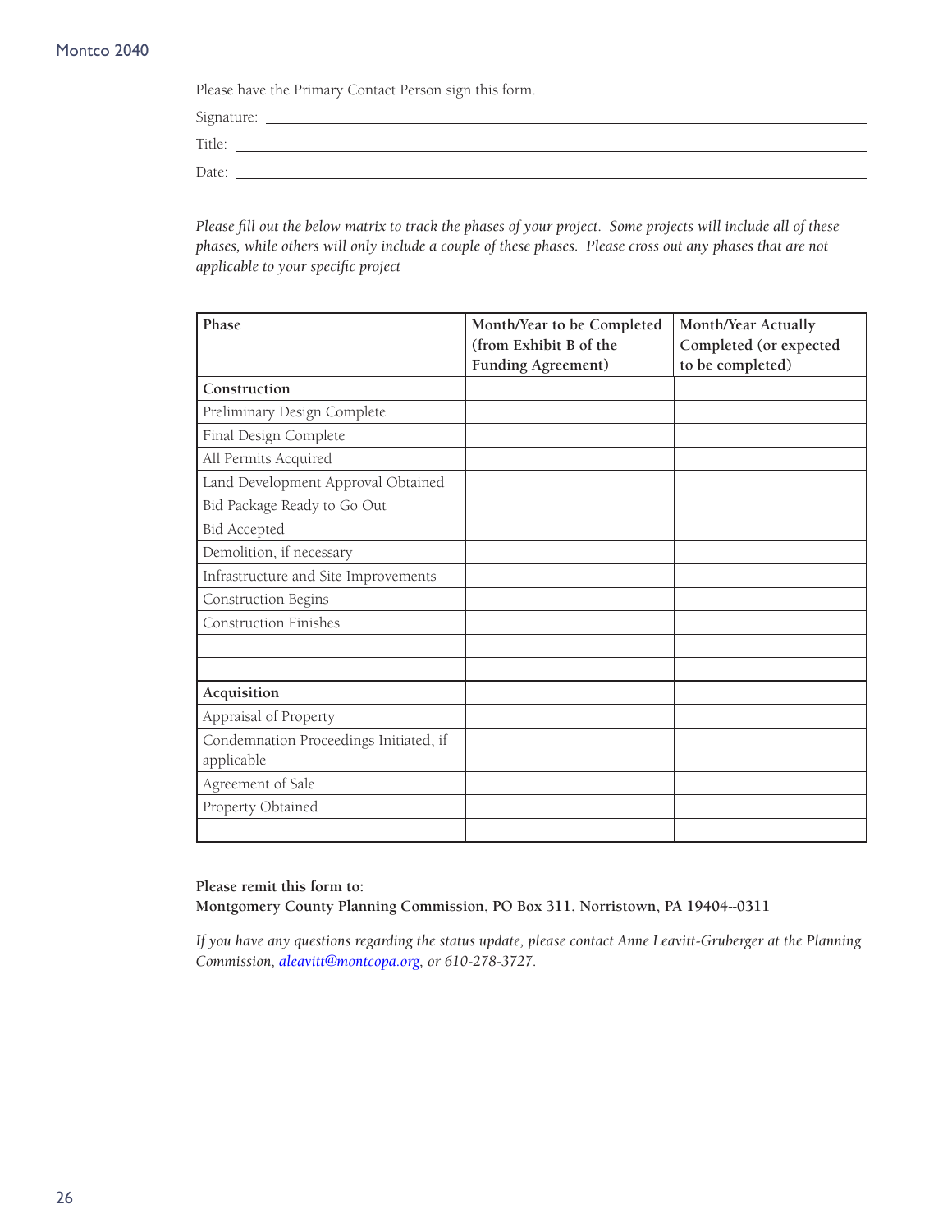Please have the Primary Contact Person sign this form.

Signature: ______________________________________________

Title: ______________________________________________

Date: ______________________________________________

*Please fill out the below matrix to track the phases of your project. Some projects will include all of these phases, while others will only include a couple of these phases. Please cross out any phases that are not applicable to your specific project*

| Phase | Month/Year to be Completed (from Exhibit B of the Funding Agreement) | Month/Year Actually Completed (or expected to be completed) |
|---|---|---|
| **Construction** | | |
| Preliminary Design Complete | | |
| Final Design Complete | | |
| All Permits Acquired | | |
| Land Development Approval Obtained | | |
| Bid Package Ready to Go Out | | |
| Bid Accepted | | |
| Demolition, if necessary | | |
| Infrastructure and Site Improvements | | |
| Construction Begins | | |
| Construction Finishes | | |
| | | |
| | | |
| **Acquisition** | | |
| Appraisal of Property | | |
| Condemnation Proceedings Initiated, if applicable | | |
| Agreement of Sale | | |
| Property Obtained | | |
| | | |

**Please remit this form to:**
**Montgomery County Planning Commission, PO Box 311, Norristown, PA 19404--0311**

*If you have any questions regarding the status update, please contact Anne Leavitt-Gruberger at the Planning Commission, aleavitt@montcopa.org, or 610-278-3727.*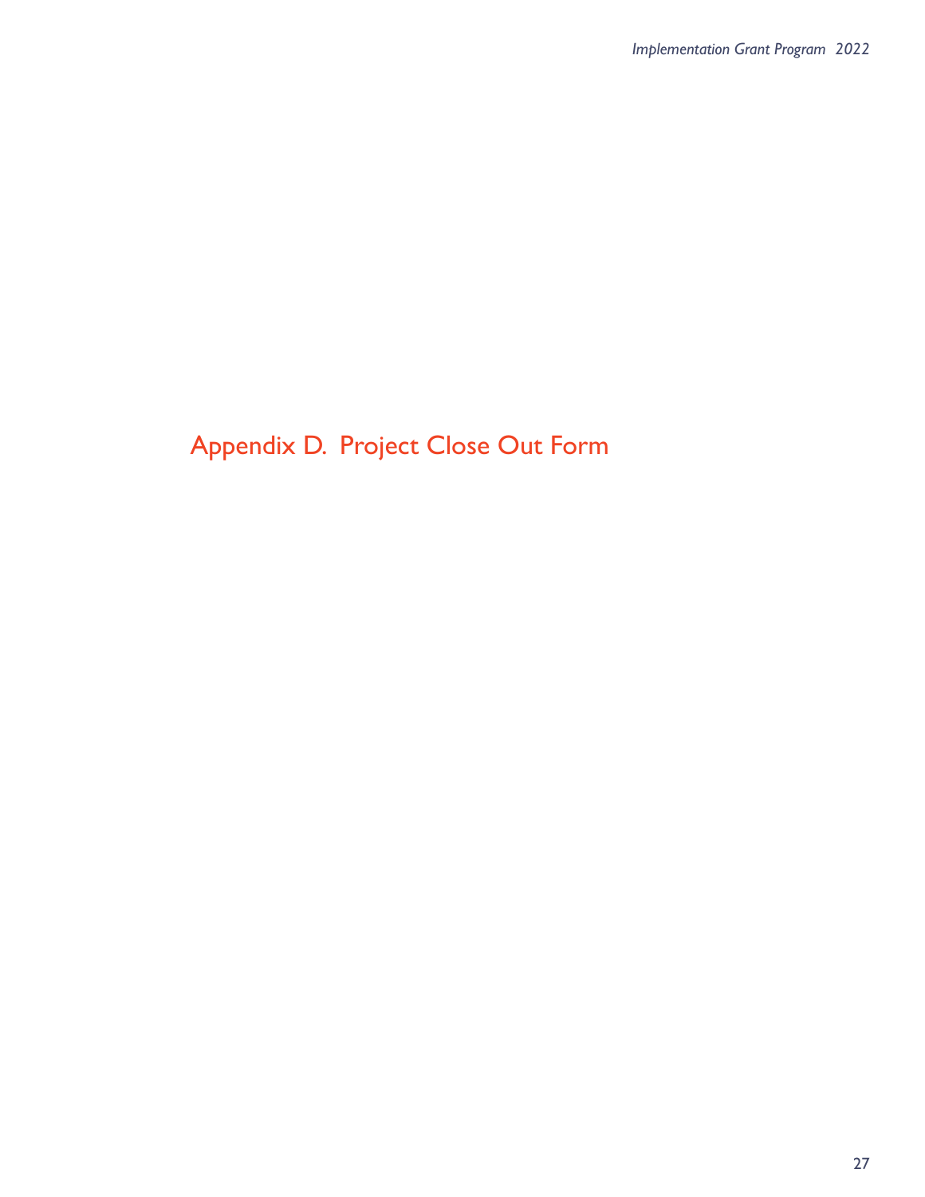# Appendix D. Project Close Out Form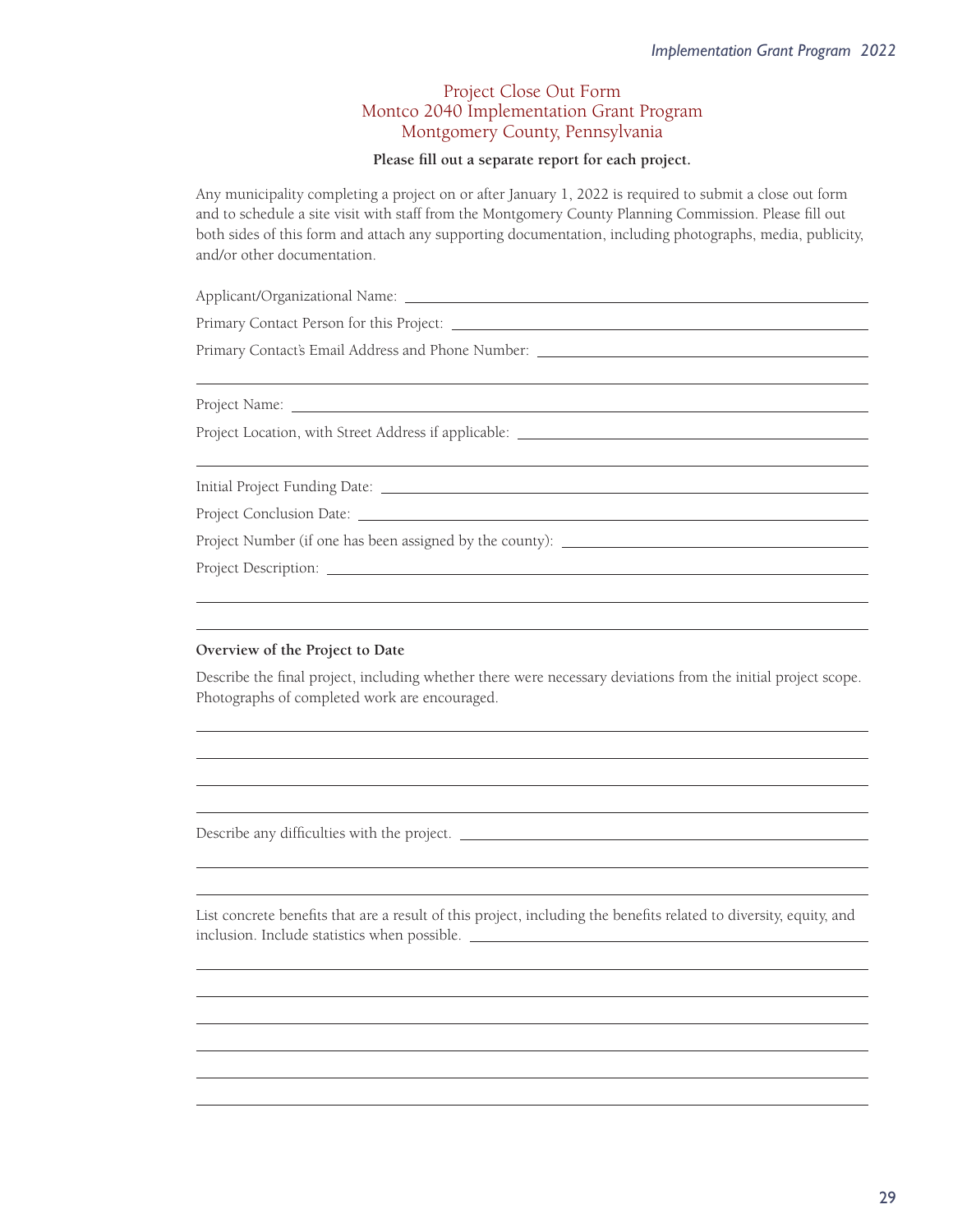Project Close Out Form
Montco 2040 Implementation Grant Program
Montgomery County, Pennsylvania

**Please fill out a separate report for each project.**

Any municipality completing a project on or after January 1, 2022 is required to submit a close out form and to schedule a site visit with staff from the Montgomery County Planning Commission. Please fill out both sides of this form and attach any supporting documentation, including photographs, media, publicity, and/or other documentation.

Applicant/Organizational Name: ______________________________

Primary Contact Person for this Project: ______________________________

Primary Contact's Email Address and Phone Number: ______________________________

______________________________

Project Name: ______________________________

Project Location, with Street Address if applicable: ______________________________

______________________________

Initial Project Funding Date: ______________________________

Project Conclusion Date: ______________________________

Project Number (if one has been assigned by the county): ______________________________

Project Description: ______________________________

______________________________

______________________________

**Overview of the Project to Date**

Describe the final project, including whether there were necessary deviations from the initial project scope. Photographs of completed work are encouraged.

______________________________

______________________________

______________________________

______________________________

Describe any difficulties with the project. ______________________________

______________________________

______________________________

List concrete benefits that are a result of this project, including the benefits related to diversity, equity, and inclusion. Include statistics when possible. ______________________________

______________________________

______________________________

______________________________

______________________________

______________________________

______________________________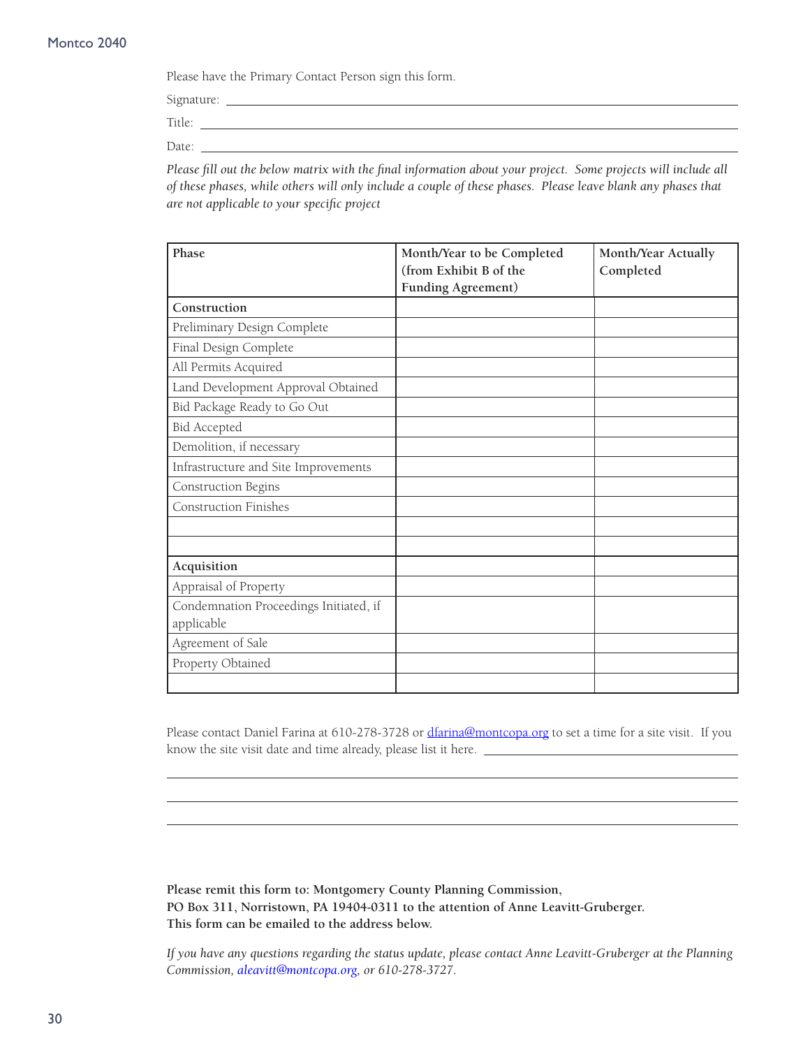Please have the Primary Contact Person sign this form.

Signature: \_\_\_\_\_\_\_\_\_\_\_\_\_\_\_\_\_\_\_\_\_\_\_\_\_\_\_\_\_\_\_\_\_\_\_\_\_\_\_\_

Title: \_\_\_\_\_\_\_\_\_\_\_\_\_\_\_\_\_\_\_\_\_\_\_\_\_\_\_\_\_\_\_\_\_\_\_\_\_\_\_\_

Date: \_\_\_\_\_\_\_\_\_\_\_\_\_\_\_\_\_\_\_\_\_\_\_\_\_\_\_\_\_\_\_\_\_\_\_\_\_\_\_\_

*Please fill out the below matrix with the final information about your project. Some projects will include all of these phases, while others will only include a couple of these phases. Please leave blank any phases that are not applicable to your specific project*

| Phase | Month/Year to be Completed (from Exhibit B of the Funding Agreement) | Month/Year Actually Completed |
|---|---|---|
| **Construction** | | |
| Preliminary Design Complete | | |
| Final Design Complete | | |
| All Permits Acquired | | |
| Land Development Approval Obtained | | |
| Bid Package Ready to Go Out | | |
| Bid Accepted | | |
| Demolition, if necessary | | |
| Infrastructure and Site Improvements | | |
| Construction Begins | | |
| Construction Finishes | | |
| | | |
| | | |
| **Acquisition** | | |
| Appraisal of Property | | |
| Condemnation Proceedings Initiated, if applicable | | |
| Agreement of Sale | | |
| Property Obtained | | |
| | | |

Please contact Daniel Farina at 610-278-3728 or dfarina@montcopa.org to set a time for a site visit. If you know the site visit date and time already, please list it here. \_\_\_\_\_\_\_\_\_\_\_\_\_\_\_\_\_\_\_\_\_\_\_\_\_\_\_\_\_\_\_\_

\_\_\_\_\_\_\_\_\_\_\_\_\_\_\_\_\_\_\_\_\_\_\_\_\_\_\_\_\_\_\_\_\_\_\_\_\_\_\_\_\_\_\_\_\_\_\_\_\_\_\_\_

\_\_\_\_\_\_\_\_\_\_\_\_\_\_\_\_\_\_\_\_\_\_\_\_\_\_\_\_\_\_\_\_\_\_\_\_\_\_\_\_\_\_\_\_\_\_\_\_\_\_\_\_

\_\_\_\_\_\_\_\_\_\_\_\_\_\_\_\_\_\_\_\_\_\_\_\_\_\_\_\_\_\_\_\_\_\_\_\_\_\_\_\_\_\_\_\_\_\_\_\_\_\_\_\_

**Please remit this form to: Montgomery County Planning Commission, PO Box 311, Norristown, PA 19404-0311 to the attention of Anne Leavitt-Gruberger. This form can be emailed to the address below.**

*If you have any questions regarding the status update, please contact Anne Leavitt-Gruberger at the Planning Commission, aleavitt@montcopa.org, or 610-278-3727.*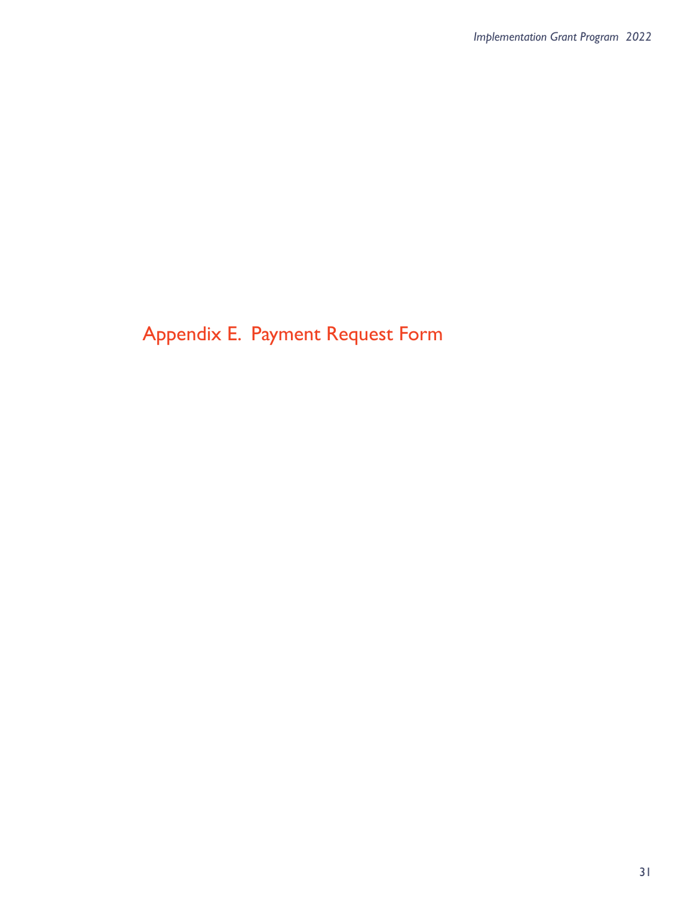# Appendix E. Payment Request Form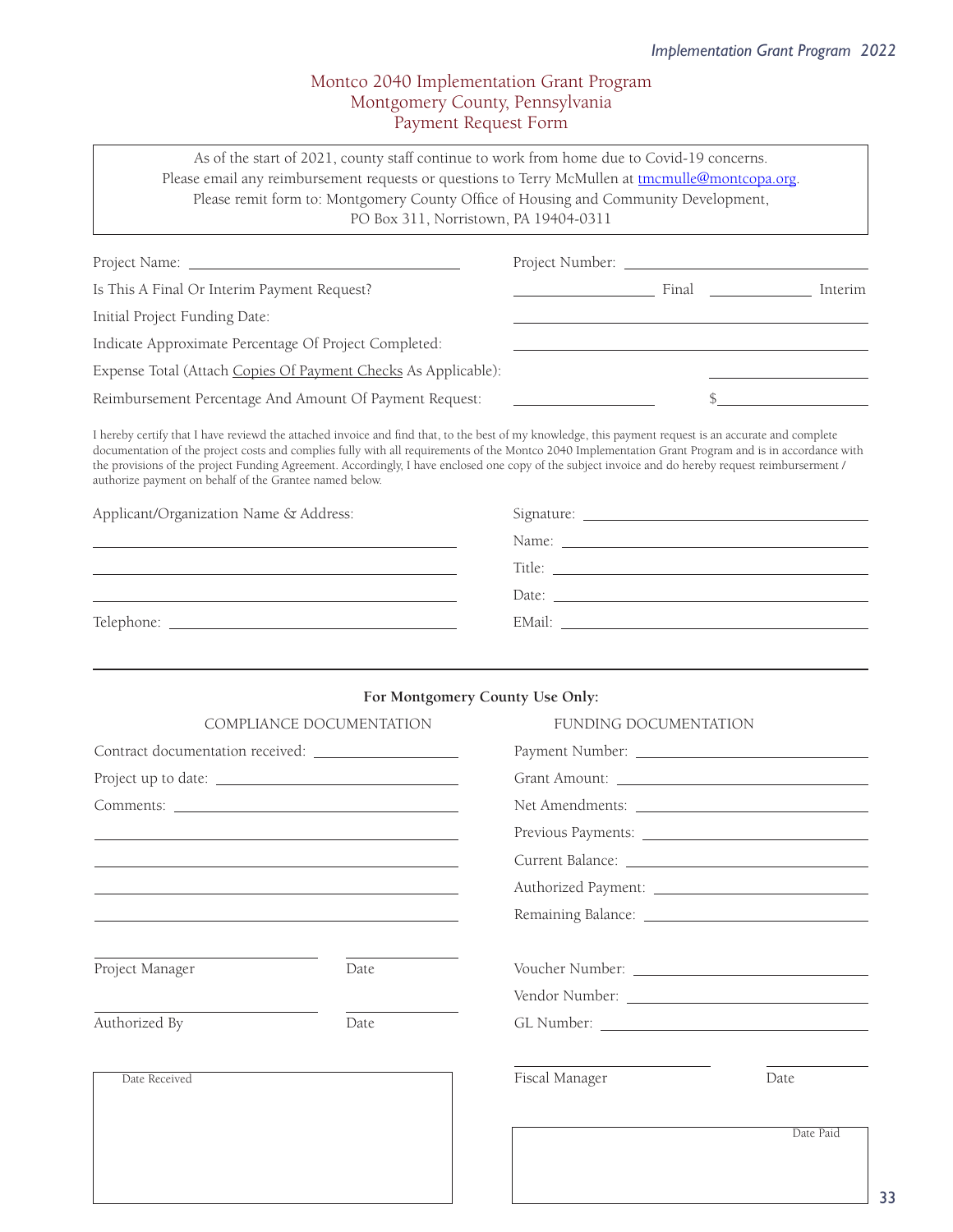# Montco 2040 Implementation Grant Program
## Montgomery County, Pennsylvania
## Payment Request Form

> As of the start of 2021, county staff continue to work from home due to Covid-19 concerns.
> Please email any reimbursement requests or questions to Terry McMullen at tmcmulle@montcopa.org.
> Please remit form to: Montgomery County Office of Housing and Community Development,
> PO Box 311, Norristown, PA 19404-0311

Project Name: ______________________ Project Number: ______________________

Is This A Final Or Interim Payment Request? __________ Final __________ Interim

Initial Project Funding Date: ______________________

Indicate Approximate Percentage Of Project Completed: ______________________

Expense Total (Attach Copies Of Payment Checks As Applicable): ______________________

Reimbursement Percentage And Amount Of Payment Request: __________ $__________

I hereby certify that I have reviewd the attached invoice and find that, to the best of my knowledge, this payment request is an accurate and complete documentation of the project costs and complies fully with all requirements of the Montco 2040 Implementation Grant Program and is in accordance with the provisions of the project Funding Agreement. Accordingly, I have enclosed one copy of the subject invoice and do hereby request reimburserment / authorize payment on behalf of the Grantee named below.

Applicant/Organization Name & Address: ______________________

______________________

______________________

______________________

Telephone: ______________________

Signature: ______________________

Name: ______________________

Title: ______________________

Date: ______________________

EMail: ______________________

---

**For Montgomery County Use Only:**

COMPLIANCE DOCUMENTATION

Contract documentation received: ______________________

Project up to date: ______________________

Comments: ______________________

______________________

______________________

______________________

______________________

______________________ Project Manager ______________ Date

______________________ Authorized By ______________ Date

Date Received

FUNDING DOCUMENTATION

Payment Number: ______________________

Grant Amount: ______________________

Net Amendments: ______________________

Previous Payments: ______________________

Current Balance: ______________________

Authorized Payment: ______________________

Remaining Balance: ______________________

Voucher Number: ______________________

Vendor Number: ______________________

GL Number: ______________________

______________________ Fiscal Manager ______________ Date

Date Paid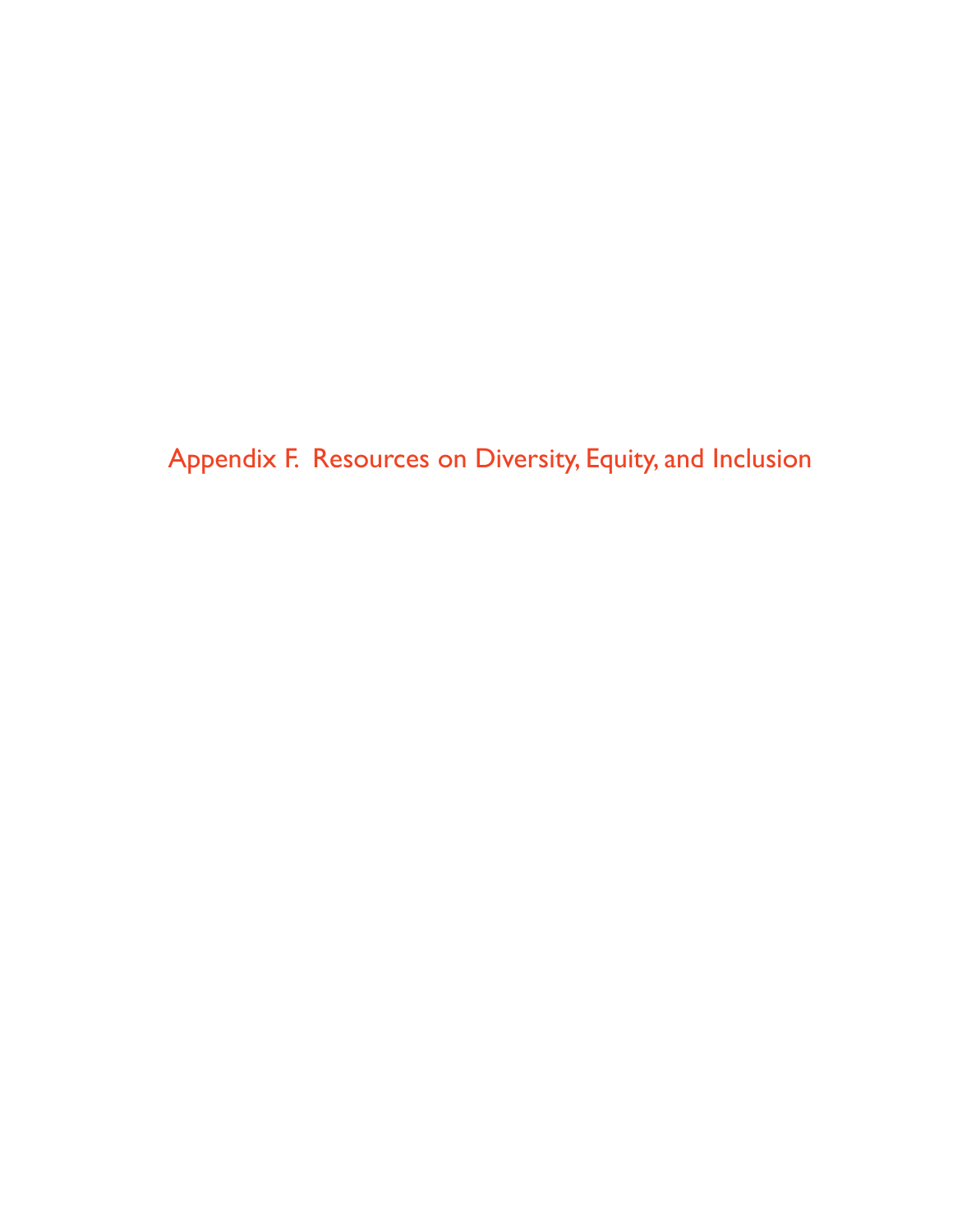# Appendix F. Resources on Diversity, Equity, and Inclusion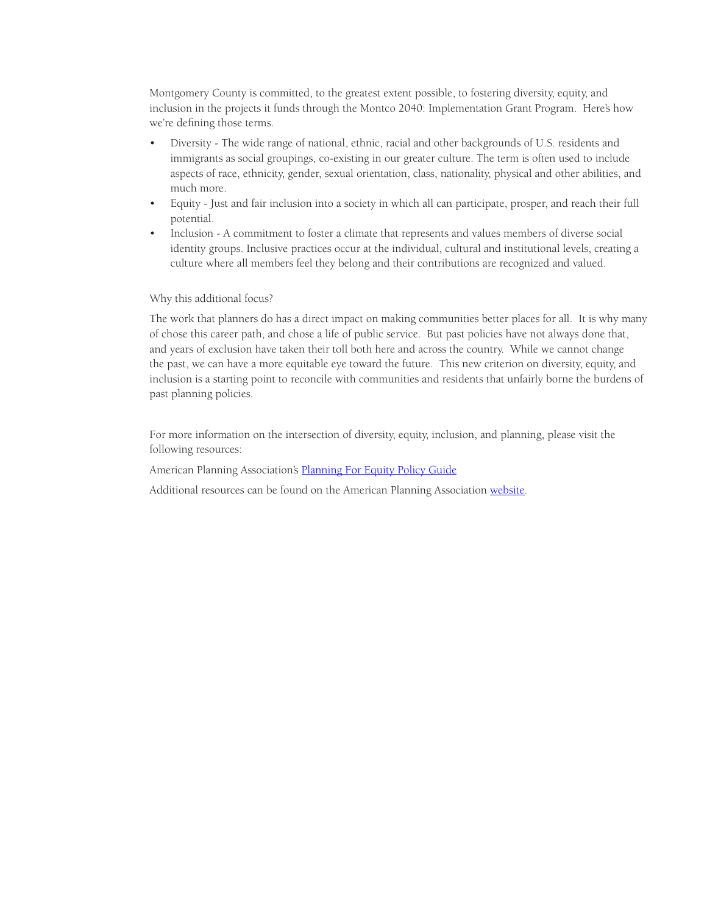Montgomery County is committed, to the greatest extent possible, to fostering diversity, equity, and inclusion in the projects it funds through the Montco 2040: Implementation Grant Program. Here's how we're defining those terms.

- Diversity - The wide range of national, ethnic, racial and other backgrounds of U.S. residents and immigrants as social groupings, co-existing in our greater culture. The term is often used to include aspects of race, ethnicity, gender, sexual orientation, class, nationality, physical and other abilities, and much more.
- Equity - Just and fair inclusion into a society in which all can participate, prosper, and reach their full potential.
- Inclusion - A commitment to foster a climate that represents and values members of diverse social identity groups. Inclusive practices occur at the individual, cultural and institutional levels, creating a culture where all members feel they belong and their contributions are recognized and valued.

Why this additional focus?

The work that planners do has a direct impact on making communities better places for all. It is why many of chose this career path, and chose a life of public service. But past policies have not always done that, and years of exclusion have taken their toll both here and across the country. While we cannot change the past, we can have a more equitable eye toward the future. This new criterion on diversity, equity, and inclusion is a starting point to reconcile with communities and residents that unfairly borne the burdens of past planning policies.

For more information on the intersection of diversity, equity, inclusion, and planning, please visit the following resources:

American Planning Association's Planning For Equity Policy Guide

Additional resources can be found on the American Planning Association website.